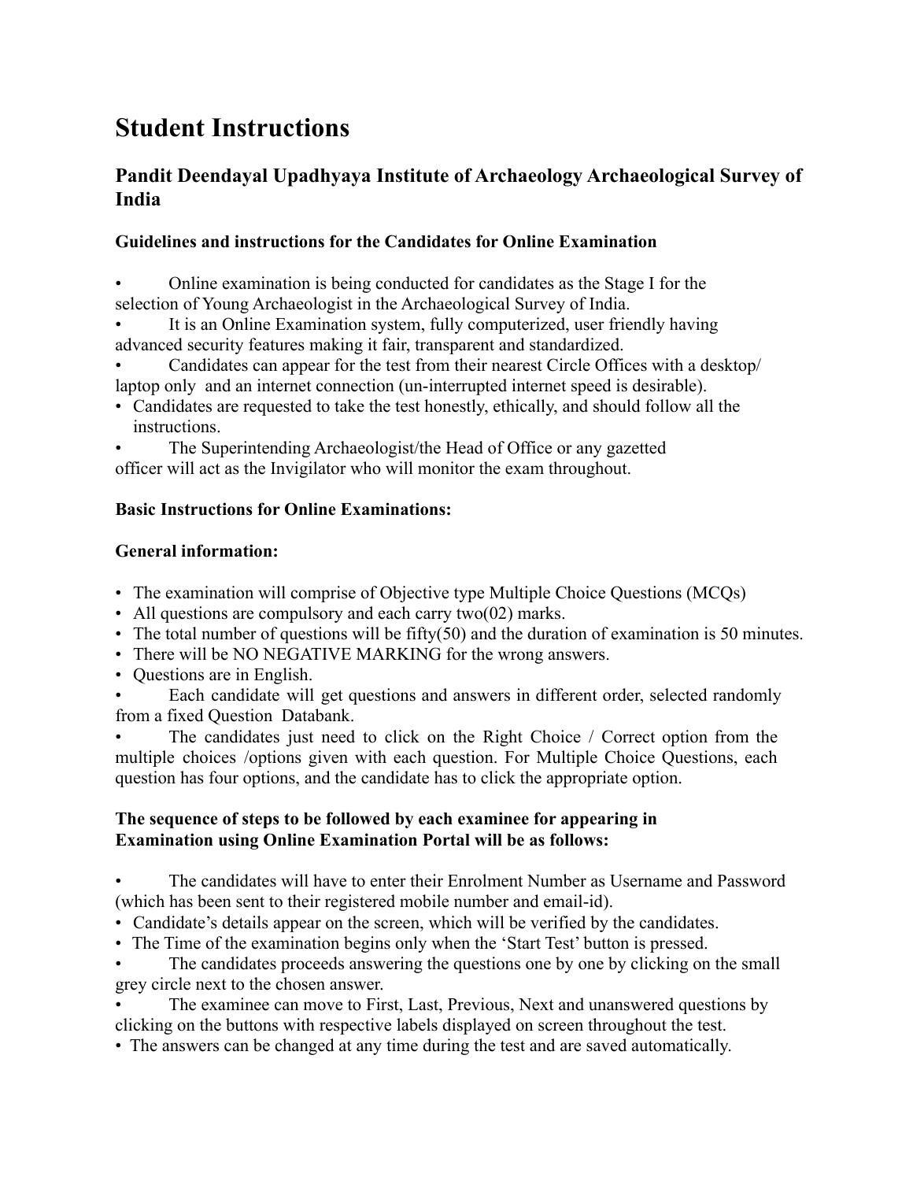# Student Instructions

## Pandit Deendayal Upadhyaya Institute of Archaeology Archaeological Survey of India

### Guidelines and instructions for the Candidates for Online Examination

- Online examination is being conducted for candidates as the Stage I for the selection of Young Archaeologist in the Archaeological Survey of India.
- It is an Online Examination system, fully computerized, user friendly having advanced security features making it fair, transparent and standardized.
- Candidates can appear for the test from their nearest Circle Offices with a desktop/ laptop only and an internet connection (un-interrupted internet speed is desirable).
- Candidates are requested to take the test honestly, ethically, and should follow all the instructions.
- The Superintending Archaeologist/the Head of Office or any gazetted officer will act as the Invigilator who will monitor the exam throughout.

### Basic Instructions for Online Examinations:

### General information:

- The examination will comprise of Objective type Multiple Choice Questions (MCQs)
- All questions are compulsory and each carry two(02) marks.
- The total number of questions will be fifty(50) and the duration of examination is 50 minutes.
- There will be NO NEGATIVE MARKING for the wrong answers.
- Questions are in English.
- Each candidate will get questions and answers in different order, selected randomly from a fixed Question Databank.
- The candidates just need to click on the Right Choice / Correct option from the multiple choices /options given with each question. For Multiple Choice Questions, each question has four options, and the candidate has to click the appropriate option.

### The sequence of steps to be followed by each examinee for appearing in Examination using Online Examination Portal will be as follows:

- The candidates will have to enter their Enrolment Number as Username and Password (which has been sent to their registered mobile number and email-id).
- Candidate's details appear on the screen, which will be verified by the candidates.
- The Time of the examination begins only when the 'Start Test' button is pressed.
- The candidates proceeds answering the questions one by one by clicking on the small grey circle next to the chosen answer.
- The examinee can move to First, Last, Previous, Next and unanswered questions by clicking on the buttons with respective labels displayed on screen throughout the test.
- The answers can be changed at any time during the test and are saved automatically.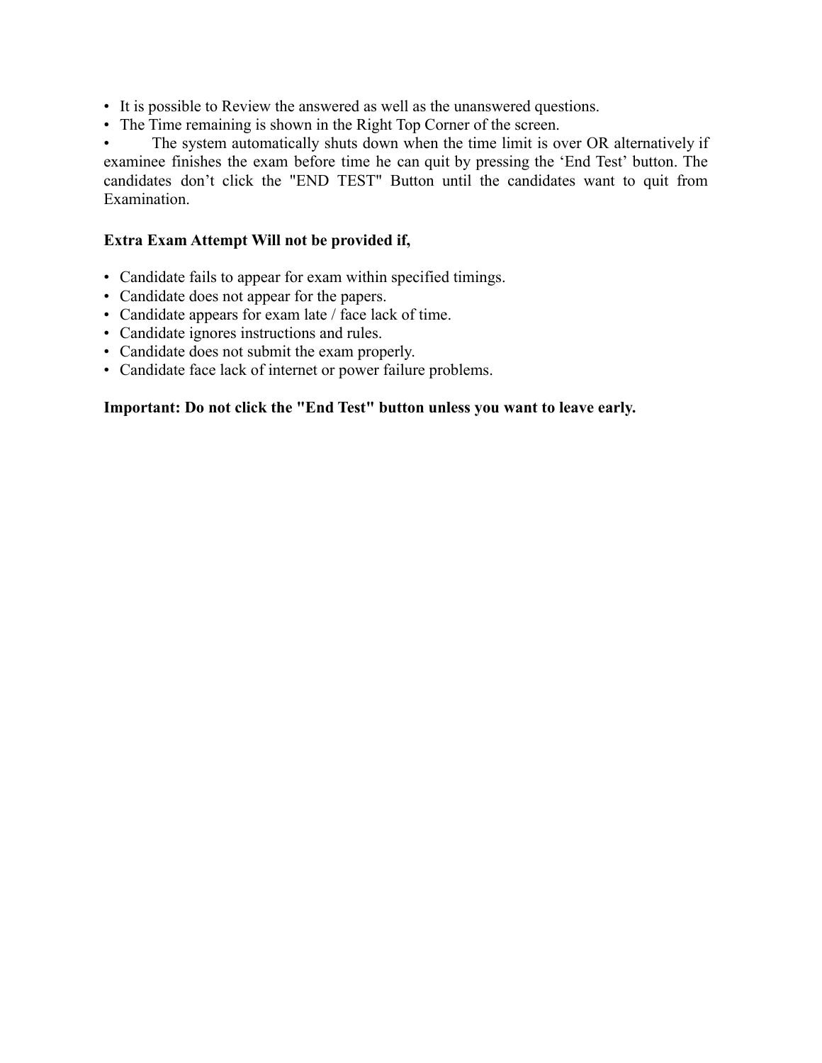- It is possible to Review the answered as well as the unanswered questions.
- The Time remaining is shown in the Right Top Corner of the screen.
- The system automatically shuts down when the time limit is over OR alternatively if examinee finishes the exam before time he can quit by pressing the 'End Test' button. The candidates don't click the "END TEST" Button until the candidates want to quit from Examination.

**Extra Exam Attempt Will not be provided if,**

- Candidate fails to appear for exam within specified timings.
- Candidate does not appear for the papers.
- Candidate appears for exam late / face lack of time.
- Candidate ignores instructions and rules.
- Candidate does not submit the exam properly.
- Candidate face lack of internet or power failure problems.

**Important: Do not click the "End Test" button unless you want to leave early.**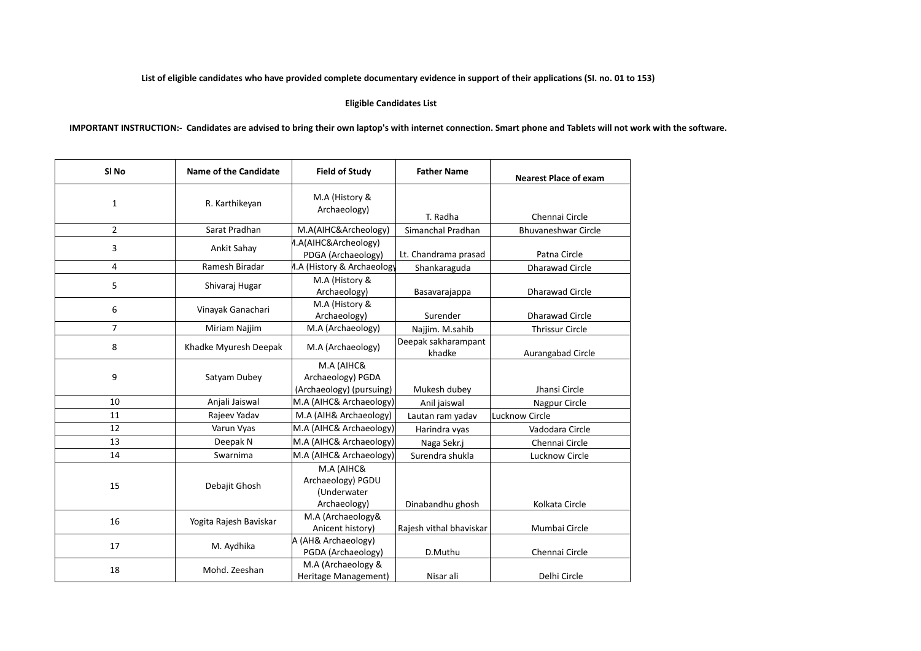**List of eligible candidates who have provided complete documentary evidence in support of their applications (SI. no. 01 to 153)**

**Eligible Candidates List**

**IMPORTANT INSTRUCTION:- Candidates are advised to bring their own laptop's with internet connection. Smart phone and Tablets will not work with the software.**

| Sl No | Name of the Candidate | Field of Study | Father Name | Nearest Place of exam |
|---|---|---|---|---|
| 1 | R. Karthikeyan | M.A (History & Archaeology) | T. Radha | Chennai Circle |
| 2 | Sarat Pradhan | M.A(AIHC&Archeology) | Simanchal Pradhan | Bhuvaneshwar Circle |
| 3 | Ankit Sahay | M.A(AIHC&Archeology) PDGA (Archaeology) | Lt. Chandrama prasad | Patna Circle |
| 4 | Ramesh Biradar | M.A (History & Archaeology | Shankaraguda | Dharawad Circle |
| 5 | Shivaraj Hugar | M.A (History & Archaeology) | Basavarajappa | Dharawad Circle |
| 6 | Vinayak Ganachari | M.A (History & Archaeology) | Surender | Dharawad Circle |
| 7 | Miriam Najjim | M.A (Archaeology) | Najjim. M.sahib | Thrissur Circle |
| 8 | Khadke Myuresh Deepak | M.A (Archaeology) | Deepak sakharampant khadke | Aurangabad Circle |
| 9 | Satyam Dubey | M.A (AIHC& Archaeology) PGDA (Archaeology) (pursuing) | Mukesh dubey | Jhansi Circle |
| 10 | Anjali Jaiswal | M.A (AIHC& Archaeology) | Anil jaiswal | Nagpur Circle |
| 11 | Rajeev Yadav | M.A (AIH& Archaeology) | Lautan ram yadav | Lucknow Circle |
| 12 | Varun Vyas | M.A (AIHC& Archaeology) | Harindra vyas | Vadodara Circle |
| 13 | Deepak N | M.A (AIHC& Archaeology) | Naga Sekr.j | Chennai Circle |
| 14 | Swarnima | M.A (AIHC& Archaeology) | Surendra shukla | Lucknow Circle |
| 15 | Debajit Ghosh | M.A (AIHC& Archaeology) PGDU (Underwater Archaeology) | Dinabandhu ghosh | Kolkata Circle |
| 16 | Yogita Rajesh Baviskar | M.A (Archaeology& Anicent history) | Rajesh vithal bhaviskar | Mumbai Circle |
| 17 | M. Aydhika | A (AH& Archaeology) PGDA (Archaeology) | D.Muthu | Chennai Circle |
| 18 | Mohd. Zeeshan | M.A (Archaeology & Heritage Management) | Nisar ali | Delhi Circle |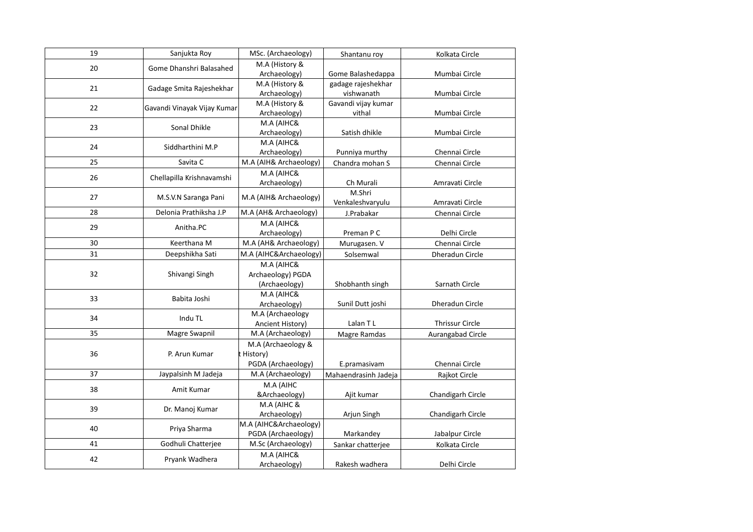| 19 | Sanjukta Roy | MSc. (Archaeology) | Shantanu roy | Kolkata Circle |
|---|---|---|---|---|
| 20 | Gome Dhanshri Balasahed | M.A (History & Archaeology) | Gome Balashedappa | Mumbai Circle |
| 21 | Gadage Smita Rajeshekhar | M.A (History & Archaeology) | gadage rajeshekhar vishwanath | Mumbai Circle |
| 22 | Gavandi Vinayak Vijay Kumar | M.A (History & Archaeology) | Gavandi vijay kumar vithal | Mumbai Circle |
| 23 | Sonal Dhikle | M.A (AIHC& Archaeology) | Satish dhikle | Mumbai Circle |
| 24 | Siddharthini M.P | M.A (AIHC& Archaeology) | Punniya murthy | Chennai Circle |
| 25 | Savita C | M.A (AIH& Archaeology) | Chandra mohan S | Chennai Circle |
| 26 | Chellapilla Krishnavamshi | M.A (AIHC& Archaeology) | Ch Murali | Amravati Circle |
| 27 | M.S.V.N Saranga Pani | M.A (AIH& Archaeology) | M.Shri Venkaleshvaryulu | Amravati Circle |
| 28 | Delonia Prathiksha J.P | M.A (AH& Archaeology) | J.Prabakar | Chennai Circle |
| 29 | Anitha.PC | M.A (AIHC& Archaeology) | Preman P C | Delhi Circle |
| 30 | Keerthana M | M.A (AH& Archaeology) | Murugasen. V | Chennai Circle |
| 31 | Deepshikha Sati | M.A (AIHC&Archaeology) | Solsemwal | Dheradun Circle |
| 32 | Shivangi Singh | M.A (AIHC& Archaeology) PGDA (Archaeology) | Shobhanth singh | Sarnath Circle |
| 33 | Babita Joshi | M.A (AIHC& Archaeology) | Sunil Dutt joshi | Dheradun Circle |
| 34 | Indu TL | M.A (Archaeology Ancient History) | Lalan T L | Thrissur Circle |
| 35 | Magre Swapnil | M.A (Archaeology) | Magre Ramdas | Aurangabad Circle |
| 36 | P. Arun Kumar | M.A (Archaeology & t History) PGDA (Archaeology) | E.pramasivam | Chennai Circle |
| 37 | Jaypalsinh M Jadeja | M.A (Archaeology) | Mahaendrasinh Jadeja | Rajkot Circle |
| 38 | Amit Kumar | M.A (AIHC &Archaeology) | Ajit kumar | Chandigarh Circle |
| 39 | Dr. Manoj Kumar | M.A (AIHC & Archaeology) | Arjun Singh | Chandigarh Circle |
| 40 | Priya Sharma | M.A (AIHC&Archaeology) PGDA (Archaeology) | Markandey | Jabalpur Circle |
| 41 | Godhuli Chatterjee | M.Sc (Archaeology) | Sankar chatterjee | Kolkata Circle |
| 42 | Pryank Wadhera | M.A (AIHC& Archaeology) | Rakesh wadhera | Delhi Circle |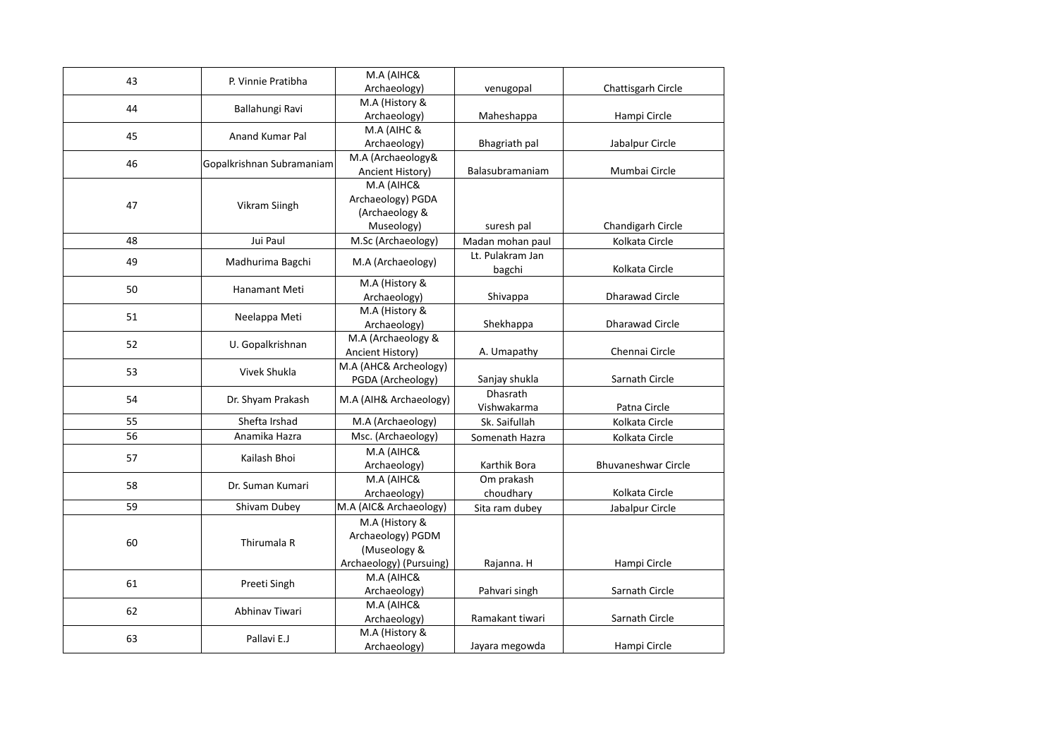| 43 | P. Vinnie Pratibha | M.A (AIHC& Archaeology) | venugopal | Chattisgarh Circle |
|---|---|---|---|---|
| 44 | Ballahungi Ravi | M.A (History & Archaeology) | Maheshappa | Hampi Circle |
| 45 | Anand Kumar Pal | M.A (AIHC & Archaeology) | Bhagriath pal | Jabalpur Circle |
| 46 | Gopalkrishnan Subramaniam | M.A (Archaeology& Ancient History) | Balasubramaniam | Mumbai Circle |
| 47 | Vikram Siingh | M.A (AIHC& Archaeology) PGDA (Archaeology & Museology) | suresh pal | Chandigarh Circle |
| 48 | Jui Paul | M.Sc (Archaeology) | Madan mohan paul | Kolkata Circle |
| 49 | Madhurima Bagchi | M.A (Archaeology) | Lt. Pulakram Jan bagchi | Kolkata Circle |
| 50 | Hanamant Meti | M.A (History & Archaeology) | Shivappa | Dharawad Circle |
| 51 | Neelappa Meti | M.A (History & Archaeology) | Shekhappa | Dharawad Circle |
| 52 | U. Gopalkrishnan | M.A (Archaeology & Ancient History) | A. Umapathy | Chennai Circle |
| 53 | Vivek Shukla | M.A (AHC& Archeology) PGDA (Archeology) | Sanjay shukla | Sarnath Circle |
| 54 | Dr. Shyam Prakash | M.A (AIH& Archaeology) | Dhasrath Vishwakarma | Patna Circle |
| 55 | Shefta Irshad | M.A (Archaeology) | Sk. Saifullah | Kolkata Circle |
| 56 | Anamika Hazra | Msc. (Archaeology) | Somenath Hazra | Kolkata Circle |
| 57 | Kailash Bhoi | M.A (AIHC& Archaeology) | Karthik Bora | Bhuvaneshwar Circle |
| 58 | Dr. Suman Kumari | M.A (AIHC& Archaeology) | Om prakash choudhary | Kolkata Circle |
| 59 | Shivam Dubey | M.A (AIC& Archaeology) | Sita ram dubey | Jabalpur Circle |
| 60 | Thirumala R | M.A (History & Archaeology) PGDM (Museology & Archaeology) (Pursuing) | Rajanna. H | Hampi Circle |
| 61 | Preeti Singh | M.A (AIHC& Archaeology) | Pahvari singh | Sarnath Circle |
| 62 | Abhinav Tiwari | M.A (AIHC& Archaeology) | Ramakant tiwari | Sarnath Circle |
| 63 | Pallavi E.J | M.A (History & Archaeology) | Jayara megowda | Hampi Circle |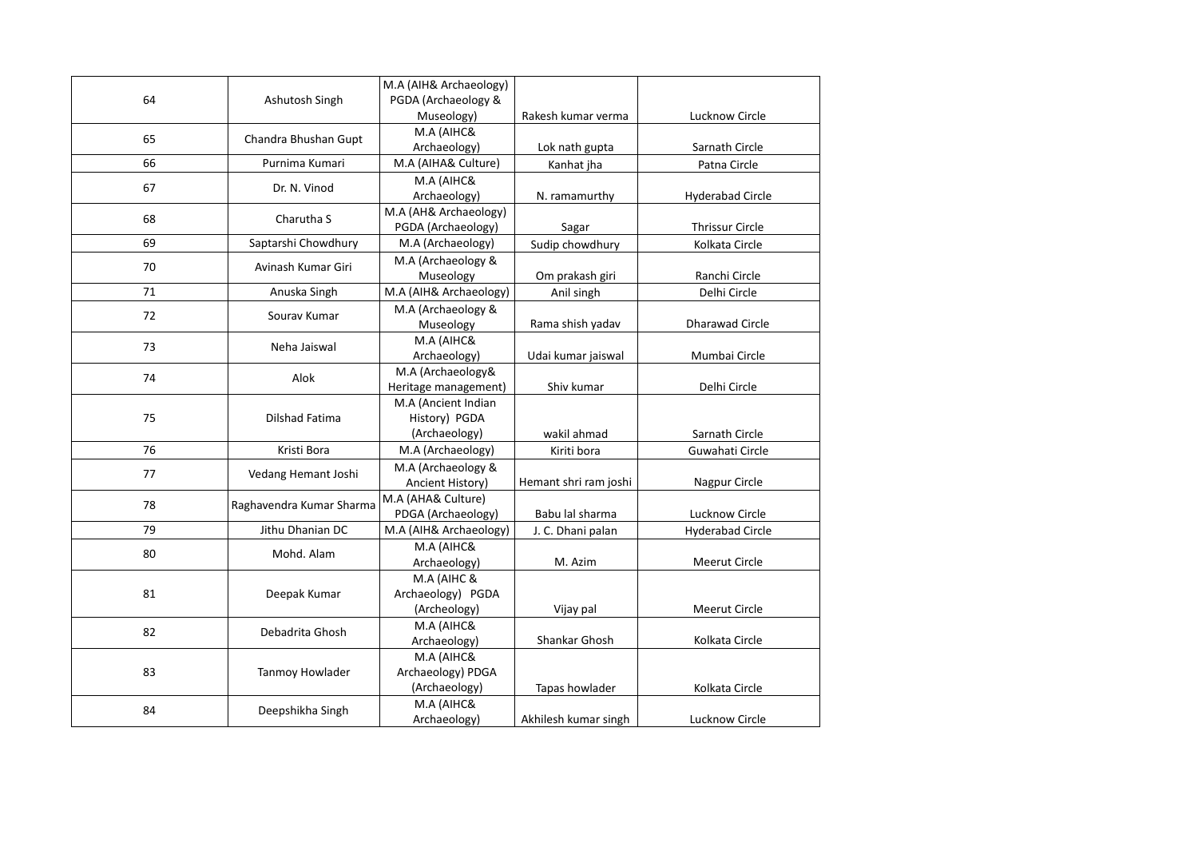| 64 | Ashutosh Singh | M.A (AIH& Archaeology) PGDA (Archaeology & Museology) | Rakesh kumar verma | Lucknow Circle |
|---|---|---|---|---|
| 65 | Chandra Bhushan Gupt | M.A (AIHC& Archaeology) | Lok nath gupta | Sarnath Circle |
| 66 | Purnima Kumari | M.A (AIHA& Culture) | Kanhat jha | Patna Circle |
| 67 | Dr. N. Vinod | M.A (AIHC& Archaeology) | N. ramamurthy | Hyderabad Circle |
| 68 | Charutha S | M.A (AH& Archaeology) PGDA (Archaeology) | Sagar | Thrissur Circle |
| 69 | Saptarshi Chowdhury | M.A (Archaeology) | Sudip chowdhury | Kolkata Circle |
| 70 | Avinash Kumar Giri | M.A (Archaeology & Museology | Om prakash giri | Ranchi Circle |
| 71 | Anuska Singh | M.A (AIH& Archaeology) | Anil singh | Delhi Circle |
| 72 | Sourav Kumar | M.A (Archaeology & Museology | Rama shish yadav | Dharawad Circle |
| 73 | Neha Jaiswal | M.A (AIHC& Archaeology) | Udai kumar jaiswal | Mumbai Circle |
| 74 | Alok | M.A (Archaeology& Heritage management) | Shiv kumar | Delhi Circle |
| 75 | Dilshad Fatima | M.A (Ancient Indian History) PGDA (Archaeology) | wakil ahmad | Sarnath Circle |
| 76 | Kristi Bora | M.A (Archaeology) | Kiriti bora | Guwahati Circle |
| 77 | Vedang Hemant Joshi | M.A (Archaeology & Ancient History) | Hemant shri ram joshi | Nagpur Circle |
| 78 | Raghavendra Kumar Sharma | M.A (AHA& Culture) PDGA (Archaeology) | Babu lal sharma | Lucknow Circle |
| 79 | Jithu Dhanian DC | M.A (AIH& Archaeology) | J. C. Dhani palan | Hyderabad Circle |
| 80 | Mohd. Alam | M.A (AIHC& Archaeology) | M. Azim | Meerut Circle |
| 81 | Deepak Kumar | M.A (AIHC & Archaeology) PGDA (Archeology) | Vijay pal | Meerut Circle |
| 82 | Debadrita Ghosh | M.A (AIHC& Archaeology) | Shankar Ghosh | Kolkata Circle |
| 83 | Tanmoy Howlader | M.A (AIHC& Archaeology) PDGA (Archaeology) | Tapas howlader | Kolkata Circle |
| 84 | Deepshikha Singh | M.A (AIHC& Archaeology) | Akhilesh kumar singh | Lucknow Circle |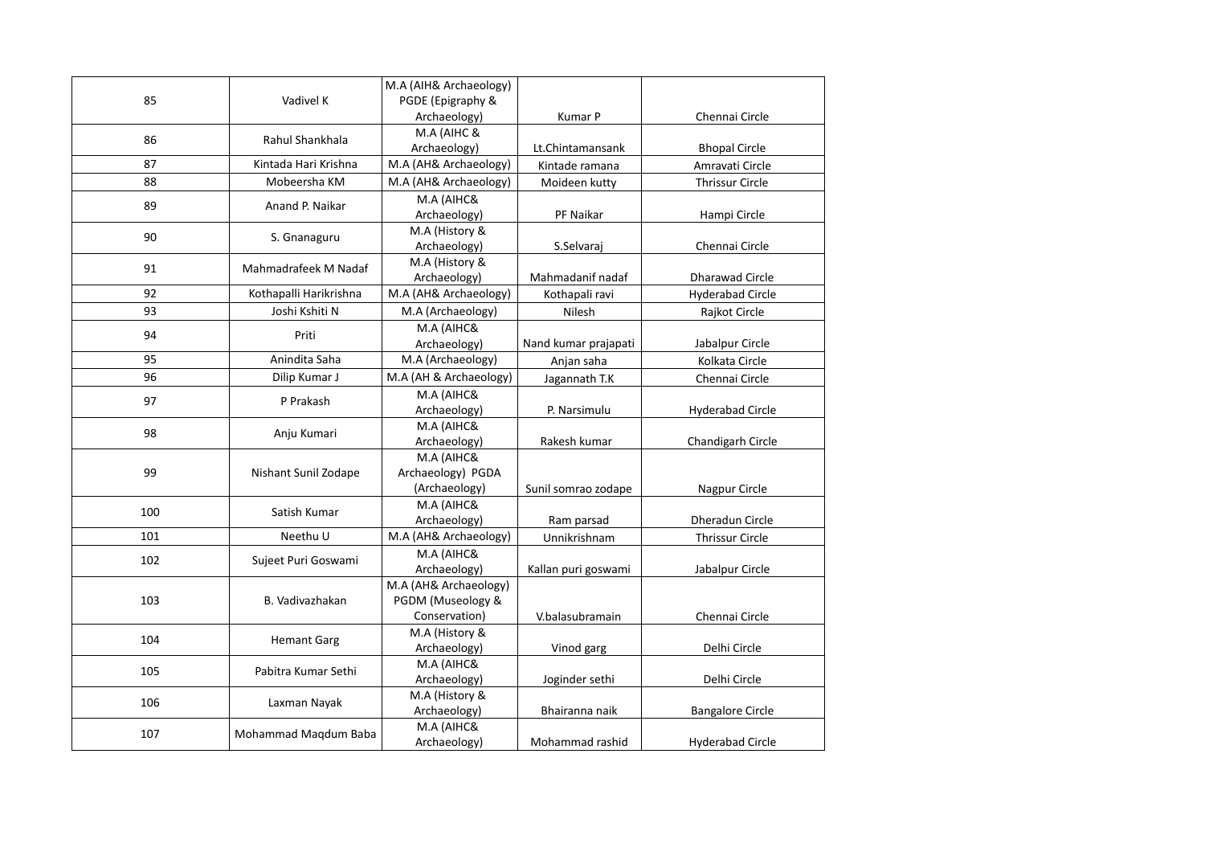| 85 | Vadivel K | M.A (AIH& Archaeology) PGDE (Epigraphy & Archaeology) | Kumar P | Chennai Circle |
|---|---|---|---|---|
| 86 | Rahul Shankhala | M.A (AIHC & Archaeology) | Lt.Chintamansank | Bhopal Circle |
| 87 | Kintada Hari Krishna | M.A (AH& Archaeology) | Kintade ramana | Amravati Circle |
| 88 | Mobeersha KM | M.A (AH& Archaeology) | Moideen kutty | Thrissur Circle |
| 89 | Anand P. Naikar | M.A (AIHC& Archaeology) | PF Naikar | Hampi Circle |
| 90 | S. Gnanaguru | M.A (History & Archaeology) | S.Selvaraj | Chennai Circle |
| 91 | Mahmadrafeek M Nadaf | M.A (History & Archaeology) | Mahmadanif nadaf | Dharawad Circle |
| 92 | Kothapalli Harikrishna | M.A (AH& Archaeology) | Kothapali ravi | Hyderabad Circle |
| 93 | Joshi Kshiti N | M.A (Archaeology) | Nilesh | Rajkot Circle |
| 94 | Priti | M.A (AIHC& Archaeology) | Nand kumar prajapati | Jabalpur Circle |
| 95 | Anindita Saha | M.A (Archaeology) | Anjan saha | Kolkata Circle |
| 96 | Dilip Kumar J | M.A (AH & Archaeology) | Jagannath T.K | Chennai Circle |
| 97 | P Prakash | M.A (AIHC& Archaeology) | P. Narsimulu | Hyderabad Circle |
| 98 | Anju Kumari | M.A (AIHC& Archaeology) | Rakesh kumar | Chandigarh Circle |
| 99 | Nishant Sunil Zodape | M.A (AIHC& Archaeology) PGDA (Archaeology) | Sunil somrao zodape | Nagpur Circle |
| 100 | Satish Kumar | M.A (AIHC& Archaeology) | Ram parsad | Dheradun Circle |
| 101 | Neethu U | M.A (AH& Archaeology) | Unnikrishnam | Thrissur Circle |
| 102 | Sujeet Puri Goswami | M.A (AIHC& Archaeology) | Kallan puri goswami | Jabalpur Circle |
| 103 | B. Vadivazhakan | M.A (AH& Archaeology) PGDM (Museology & Conservation) | V.balasubramain | Chennai Circle |
| 104 | Hemant Garg | M.A (History & Archaeology) | Vinod garg | Delhi Circle |
| 105 | Pabitra Kumar Sethi | M.A (AIHC& Archaeology) | Joginder sethi | Delhi Circle |
| 106 | Laxman Nayak | M.A (History & Archaeology) | Bhairanna naik | Bangalore Circle |
| 107 | Mohammad Maqdum Baba | M.A (AIHC& Archaeology) | Mohammad rashid | Hyderabad Circle |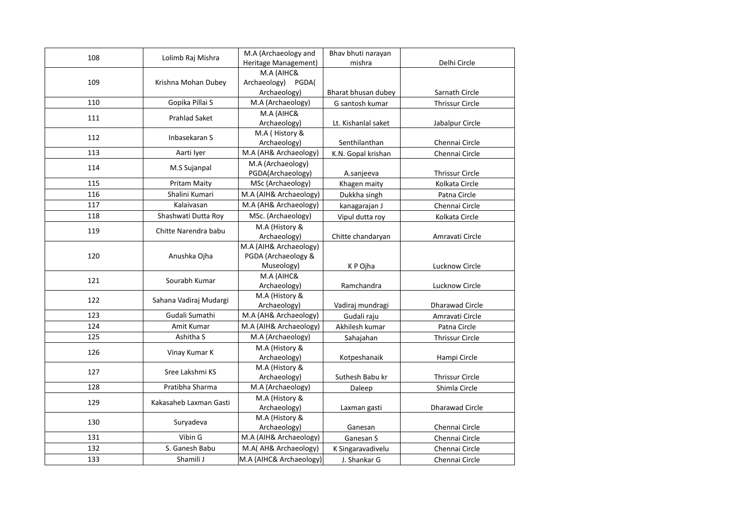| 108 | Lolimb Raj Mishra | M.A (Archaeology and Heritage Management) | Bhav bhuti narayan mishra | Delhi Circle |
|---|---|---|---|---|
| 109 | Krishna Mohan Dubey | M.A (AIHC& Archaeology) PGDA( Archaeology) | Bharat bhusan dubey | Sarnath Circle |
| 110 | Gopika Pillai S | M.A (Archaeology) | G santosh kumar | Thrissur Circle |
| 111 | Prahlad Saket | M.A (AIHC& Archaeology) | Lt. Kishanlal saket | Jabalpur Circle |
| 112 | Inbasekaran S | M.A ( History & Archaeology) | Senthilanthan | Chennai Circle |
| 113 | Aarti Iyer | M.A (AH& Archaeology) | K.N. Gopal krishan | Chennai Circle |
| 114 | M.S Sujanpal | M.A (Archaeology) PGDA(Archaeology) | A.sanjeeva | Thrissur Circle |
| 115 | Pritam Maity | MSc (Archaeology) | Khagen maity | Kolkata Circle |
| 116 | Shalini Kumari | M.A (AIH& Archaeology) | Dukkha singh | Patna Circle |
| 117 | Kalaivasan | M.A (AH& Archaeology) | kanagarajan J | Chennai Circle |
| 118 | Shashwati Dutta Roy | MSc. (Archaeology) | Vipul dutta roy | Kolkata Circle |
| 119 | Chitte Narendra babu | M.A (History & Archaeology) | Chitte chandaryan | Amravati Circle |
| 120 | Anushka Ojha | M.A (AIH& Archaeology) PGDA (Archaeology & Museology) | K P Ojha | Lucknow Circle |
| 121 | Sourabh Kumar | M.A (AIHC& Archaeology) | Ramchandra | Lucknow Circle |
| 122 | Sahana Vadiraj Mudargi | M.A (History & Archaeology) | Vadiraj mundragi | Dharawad Circle |
| 123 | Gudali Sumathi | M.A (AH& Archaeology) | Gudali raju | Amravati Circle |
| 124 | Amit Kumar | M.A (AIH& Archaeology) | Akhilesh kumar | Patna Circle |
| 125 | Ashitha S | M.A (Archaeology) | Sahajahan | Thrissur Circle |
| 126 | Vinay Kumar K | M.A (History & Archaeology) | Kotpeshanaik | Hampi Circle |
| 127 | Sree Lakshmi KS | M.A (History & Archaeology) | Suthesh Babu kr | Thrissur Circle |
| 128 | Pratibha Sharma | M.A (Archaeology) | Daleep | Shimla Circle |
| 129 | Kakasaheb Laxman Gasti | M.A (History & Archaeology) | Laxman gasti | Dharawad Circle |
| 130 | Suryadeva | M.A (History & Archaeology) | Ganesan | Chennai Circle |
| 131 | Vibin G | M.A (AIH& Archaeology) | Ganesan S | Chennai Circle |
| 132 | S. Ganesh Babu | M.A( AH& Archaeology) | K Singaravadivelu | Chennai Circle |
| 133 | Shamili J | M.A (AIHC& Archaeology) | J. Shankar G | Chennai Circle |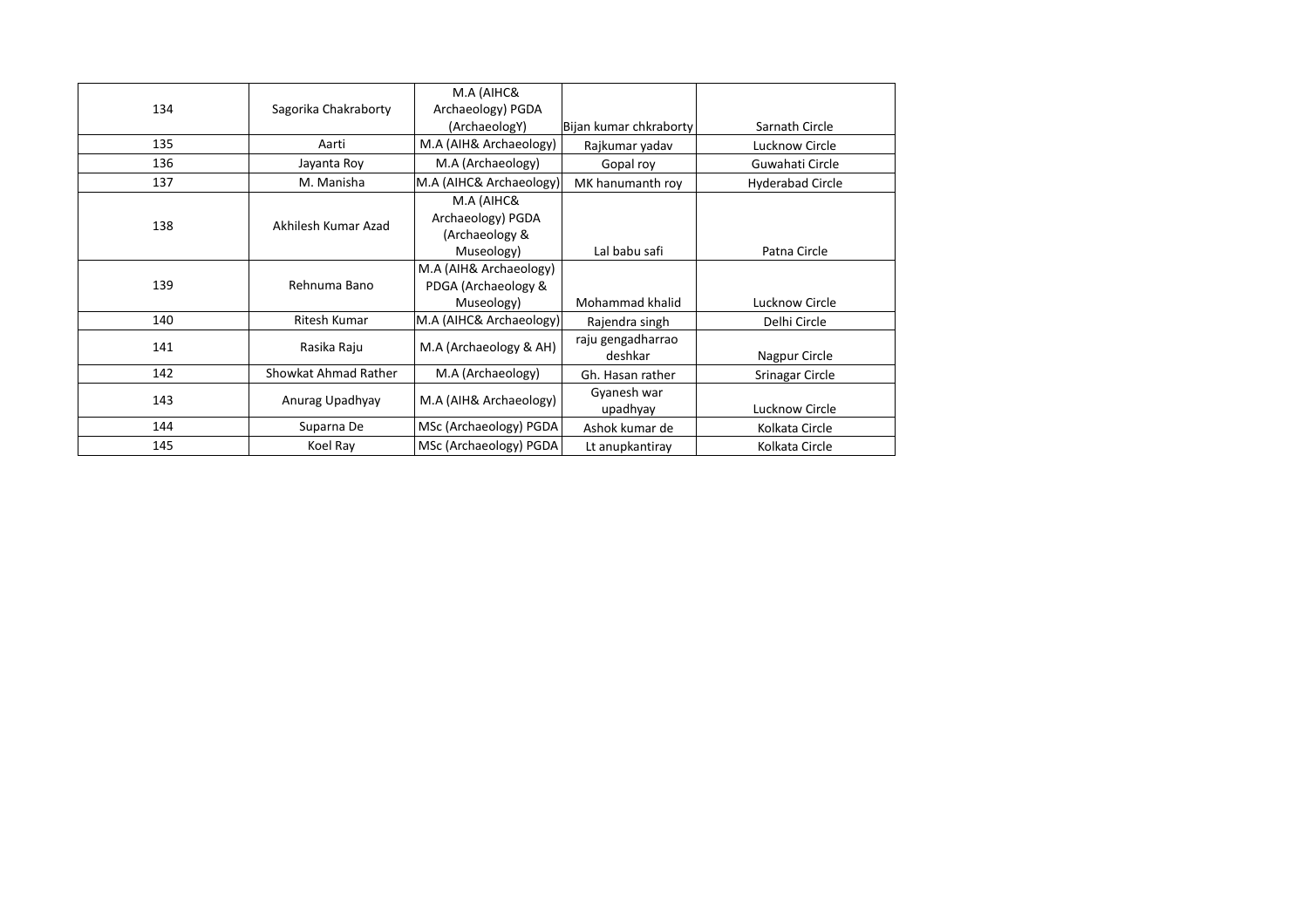| | | | | |
|---|---|---|---|---|
| 134 | Sagorika Chakraborty | M.A (AIHC& Archaeology) PGDA (ArchaeologY) | Bijan kumar chkraborty | Sarnath Circle |
| 135 | Aarti | M.A (AIH& Archaeology) | Rajkumar yadav | Lucknow Circle |
| 136 | Jayanta Roy | M.A (Archaeology) | Gopal roy | Guwahati Circle |
| 137 | M. Manisha | M.A (AIHC& Archaeology) | MK hanumanth roy | Hyderabad Circle |
| 138 | Akhilesh Kumar Azad | M.A (AIHC& Archaeology) PGDA (Archaeology & Museology) | Lal babu safi | Patna Circle |
| 139 | Rehnuma Bano | M.A (AIH& Archaeology) PDGA (Archaeology & Museology) | Mohammad khalid | Lucknow Circle |
| 140 | Ritesh Kumar | M.A (AIHC& Archaeology) | Rajendra singh | Delhi Circle |
| 141 | Rasika Raju | M.A (Archaeology & AH) | raju gengadharrao deshkar | Nagpur Circle |
| 142 | Showkat Ahmad Rather | M.A (Archaeology) | Gh. Hasan rather | Srinagar Circle |
| 143 | Anurag Upadhyay | M.A (AIH& Archaeology) | Gyanesh war upadhyay | Lucknow Circle |
| 144 | Suparna De | MSc (Archaeology) PGDA | Ashok kumar de | Kolkata Circle |
| 145 | Koel Ray | MSc (Archaeology) PGDA | Lt anupkantiray | Kolkata Circle |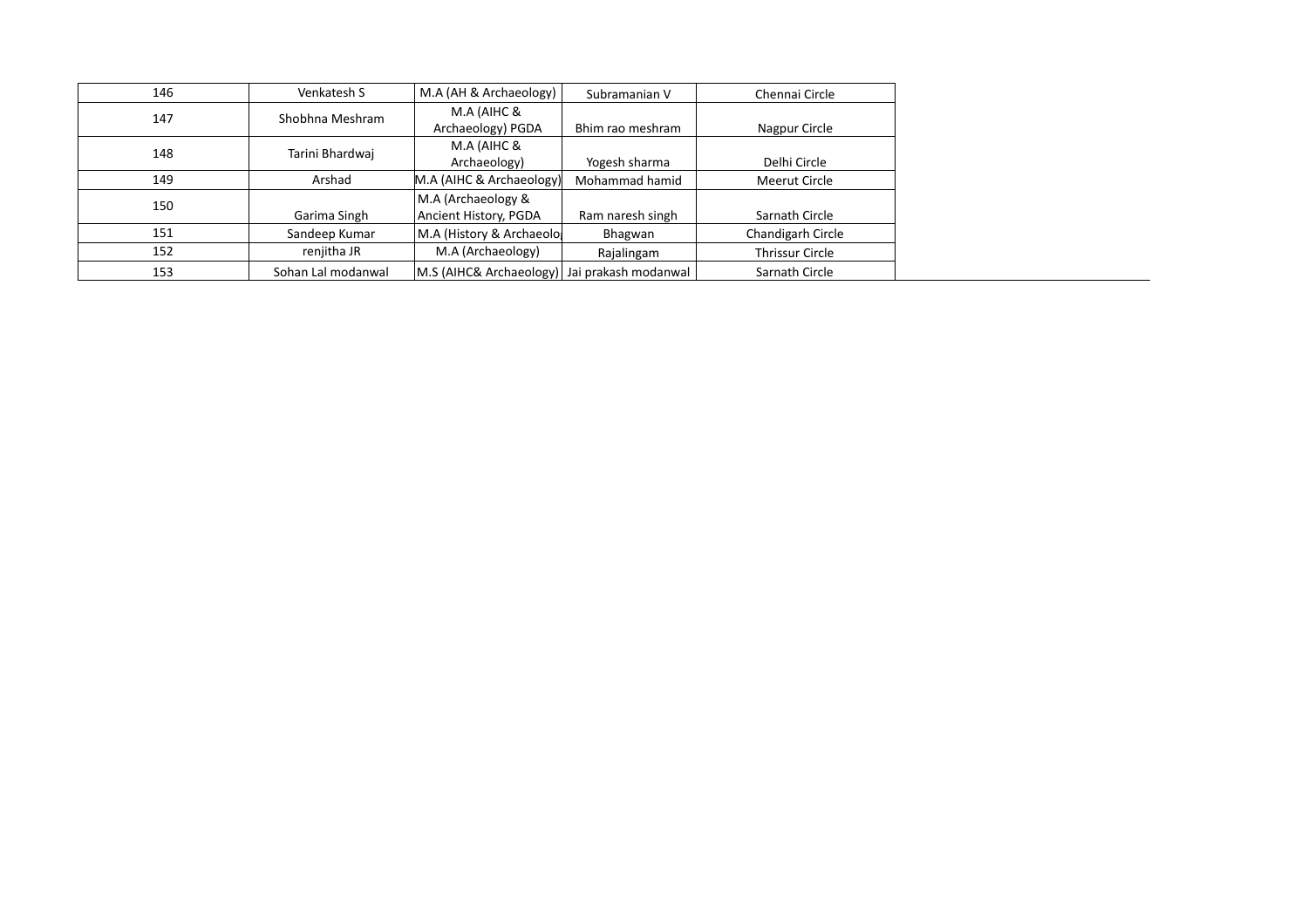| | | | | |
|---|---|---|---|---|
| 146 | Venkatesh S | M.A (AH & Archaeology) | Subramanian V | Chennai Circle |
| 147 | Shobhna Meshram | M.A (AIHC & Archaeology) PGDA | Bhim rao meshram | Nagpur Circle |
| 148 | Tarini Bhardwaj | M.A (AIHC & Archaeology) | Yogesh sharma | Delhi Circle |
| 149 | Arshad | M.A (AIHC & Archaeology) | Mohammad hamid | Meerut Circle |
| 150 | Garima Singh | M.A (Archaeology & Ancient History, PGDA | Ram naresh singh | Sarnath Circle |
| 151 | Sandeep Kumar | M.A (History & Archaeolo | Bhagwan | Chandigarh Circle |
| 152 | renjitha JR | M.A (Archaeology) | Rajalingam | Thrissur Circle |
| 153 | Sohan Lal modanwal | M.S (AIHC& Archaeology) | Jai prakash modanwal | Sarnath Circle |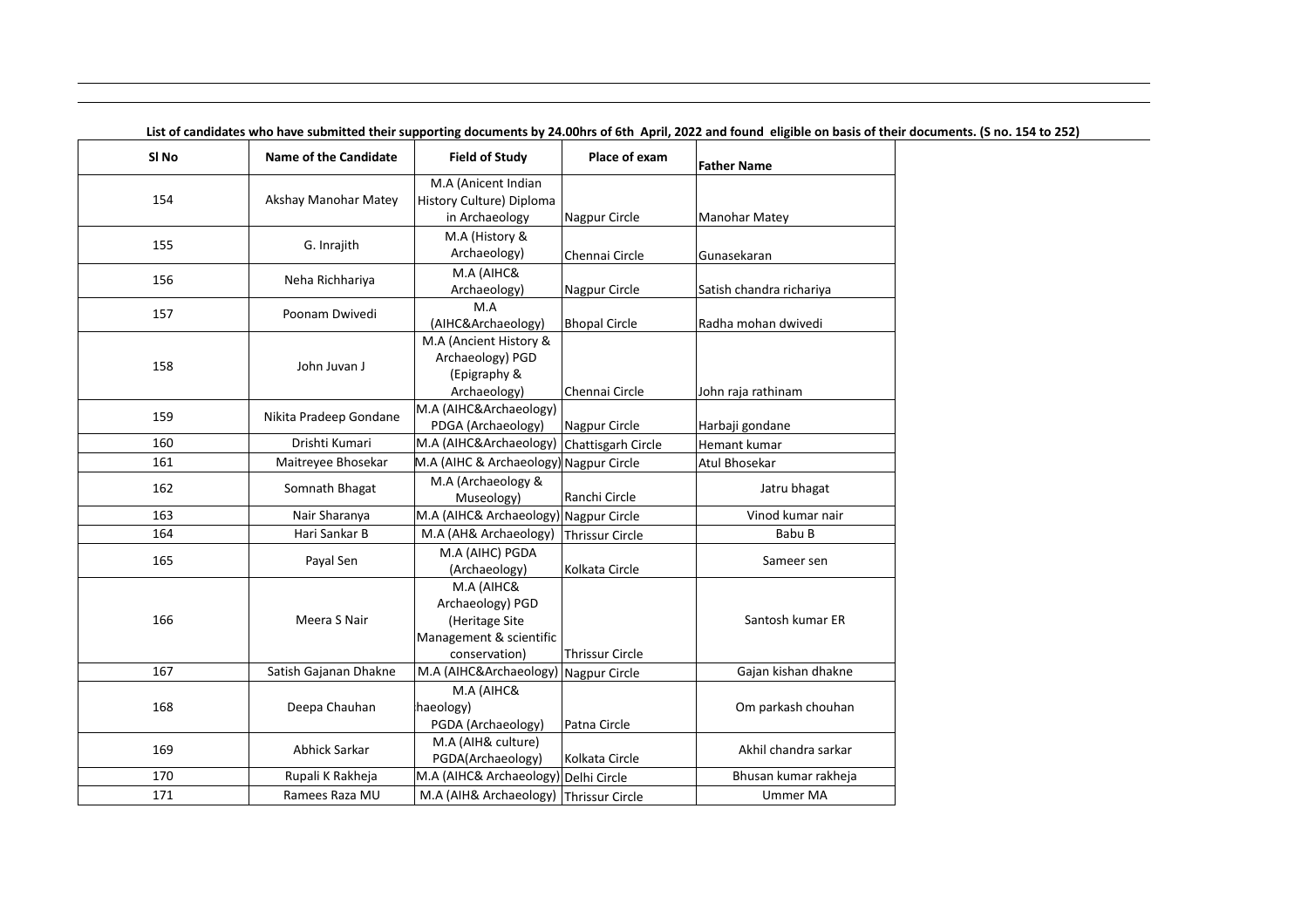**List of candidates who have submitted their supporting documents by 24.00hrs of 6th April, 2022 and found eligible on basis of their documents. (S no. 154 to 252)**

| Sl No | Name of the Candidate | Field of Study | Place of exam | Father Name |
|---|---|---|---|---|
| 154 | Akshay Manohar Matey | M.A (Anicent Indian History Culture) Diploma in Archaeology | Nagpur Circle | Manohar Matey |
| 155 | G. Inrajith | M.A (History & Archaeology) | Chennai Circle | Gunasekaran |
| 156 | Neha Richhariya | M.A (AIHC& Archaeology) | Nagpur Circle | Satish chandra richariya |
| 157 | Poonam Dwivedi | M.A (AIHC&Archaeology) | Bhopal Circle | Radha mohan dwivedi |
| 158 | John Juvan J | M.A (Ancient History & Archaeology) PGD (Epigraphy & Archaeology) | Chennai Circle | John raja rathinam |
| 159 | Nikita Pradeep Gondane | M.A (AIHC&Archaeology) PDGA (Archaeology) | Nagpur Circle | Harbaji gondane |
| 160 | Drishti Kumari | M.A (AIHC&Archaeology) | Chattisgarh Circle | Hemant kumar |
| 161 | Maitreyee Bhosekar | M.A (AIHC & Archaeology) | Nagpur Circle | Atul Bhosekar |
| 162 | Somnath Bhagat | M.A (Archaeology & Museology) | Ranchi Circle | Jatru bhagat |
| 163 | Nair Sharanya | M.A (AIHC& Archaeology) | Nagpur Circle | Vinod kumar nair |
| 164 | Hari Sankar B | M.A (AH& Archaeology) | Thrissur Circle | Babu B |
| 165 | Payal Sen | M.A (AIHC) PGDA (Archaeology) | Kolkata Circle | Sameer sen |
| 166 | Meera S Nair | M.A (AIHC& Archaeology) PGD (Heritage Site Management & scientific conservation) | Thrissur Circle | Santosh kumar ER |
| 167 | Satish Gajanan Dhakne | M.A (AIHC&Archaeology) | Nagpur Circle | Gajan kishan dhakne |
| 168 | Deepa Chauhan | M.A (AIHC& haeology) PGDA (Archaeology) | Patna Circle | Om parkash chouhan |
| 169 | Abhick Sarkar | M.A (AIH& culture) PGDA(Archaeology) | Kolkata Circle | Akhil chandra sarkar |
| 170 | Rupali K Rakheja | M.A (AIHC& Archaeology) | Delhi Circle | Bhusan kumar rakheja |
| 171 | Ramees Raza MU | M.A (AIH& Archaeology) | Thrissur Circle | Ummer MA |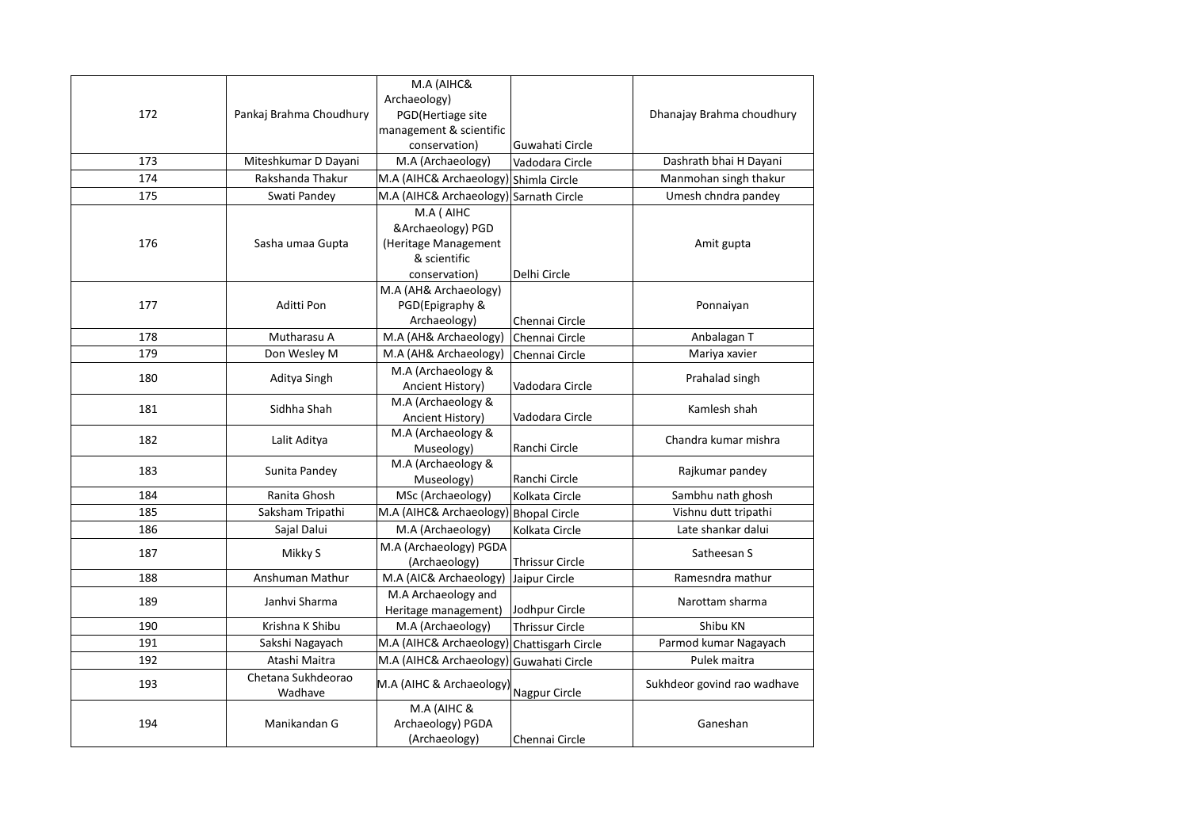| 172 | Pankaj Brahma Choudhury | M.A (AIHC& Archaeology) PGD(Hertiage site management & scientific conservation) | Guwahati Circle | Dhanajay Brahma choudhury |
|---|---|---|---|---|
| 173 | Miteshkumar D Dayani | M.A (Archaeology) | Vadodara Circle | Dashrath bhai H Dayani |
| 174 | Rakshanda Thakur | M.A (AIHC& Archaeology) | Shimla Circle | Manmohan singh thakur |
| 175 | Swati Pandey | M.A (AIHC& Archaeology) | Sarnath Circle | Umesh chndra pandey |
| 176 | Sasha umaa Gupta | M.A ( AIHC &Archaeology) PGD (Heritage Management & scientific conservation) | Delhi Circle | Amit gupta |
| 177 | Aditti Pon | M.A (AH& Archaeology) PGD(Epigraphy & Archaeology) | Chennai Circle | Ponnaiyan |
| 178 | Mutharasu A | M.A (AH& Archaeology) | Chennai Circle | Anbalagan T |
| 179 | Don Wesley M | M.A (AH& Archaeology) | Chennai Circle | Mariya xavier |
| 180 | Aditya Singh | M.A (Archaeology & Ancient History) | Vadodara Circle | Prahalad singh |
| 181 | Sidhha Shah | M.A (Archaeology & Ancient History) | Vadodara Circle | Kamlesh shah |
| 182 | Lalit Aditya | M.A (Archaeology & Museology) | Ranchi Circle | Chandra kumar mishra |
| 183 | Sunita Pandey | M.A (Archaeology & Museology) | Ranchi Circle | Rajkumar pandey |
| 184 | Ranita Ghosh | MSc (Archaeology) | Kolkata Circle | Sambhu nath ghosh |
| 185 | Saksham Tripathi | M.A (AIHC& Archaeology) | Bhopal Circle | Vishnu dutt tripathi |
| 186 | Sajal Dalui | M.A (Archaeology) | Kolkata Circle | Late shankar dalui |
| 187 | Mikky S | M.A (Archaeology) PGDA (Archaeology) | Thrissur Circle | Satheesan S |
| 188 | Anshuman Mathur | M.A (AIC& Archaeology) | Jaipur Circle | Ramesndra mathur |
| 189 | Janhvi Sharma | M.A Archaeology and Heritage management) | Jodhpur Circle | Narottam sharma |
| 190 | Krishna K Shibu | M.A (Archaeology) | Thrissur Circle | Shibu KN |
| 191 | Sakshi Nagayach | M.A (AIHC& Archaeology) | Chattisgarh Circle | Parmod kumar Nagayach |
| 192 | Atashi Maitra | M.A (AIHC& Archaeology) | Guwahati Circle | Pulek maitra |
| 193 | Chetana Sukhdeorao Wadhave | M.A (AIHC & Archaeology) | Nagpur Circle | Sukhdeor govind rao wadhave |
| 194 | Manikandan G | M.A (AIHC & Archaeology) PGDA (Archaeology) | Chennai Circle | Ganeshan |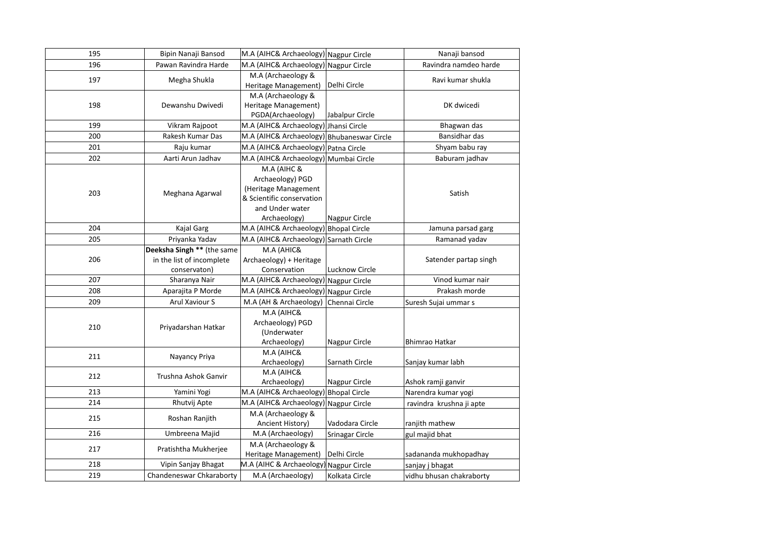| 195 | Bipin Nanaji Bansod | M.A (AIHC& Archaeology) | Nagpur Circle | Nanaji bansod |
|---|---|---|---|---|
| 196 | Pawan Ravindra Harde | M.A (AIHC& Archaeology) | Nagpur Circle | Ravindra namdeo harde |
| 197 | Megha Shukla | M.A (Archaeology & Heritage Management) | Delhi Circle | Ravi kumar shukla |
| 198 | Dewanshu Dwivedi | M.A (Archaeology & Heritage Management) PGDA(Archaeology) | Jabalpur Circle | DK dwicedi |
| 199 | Vikram Rajpoot | M.A (AIHC& Archaeology) | Jhansi Circle | Bhagwan das |
| 200 | Rakesh Kumar Das | M.A (AIHC& Archaeology) | Bhubaneswar Circle | Bansidhar das |
| 201 | Raju kumar | M.A (AIHC& Archaeology) | Patna Circle | Shyam babu ray |
| 202 | Aarti Arun Jadhav | M.A (AIHC& Archaeology) | Mumbai Circle | Baburam jadhav |
| 203 | Meghana Agarwal | M.A (AIHC & Archaeology) PGD (Heritage Management & Scientific conservation and Under water Archaeology) | Nagpur Circle | Satish |
| 204 | Kajal Garg | M.A (AIHC& Archaeology) | Bhopal Circle | Jamuna parsad garg |
| 205 | Priyanka Yadav | M.A (AIHC& Archaeology) | Sarnath Circle | Ramanad yadav |
| 206 | **Deeksha Singh \*\*** (the same in the list of incomplete conservaton) | M.A (AHIC& Archaeology) + Heritage Conservation | Lucknow Circle | Satender partap singh |
| 207 | Sharanya Nair | M.A (AIHC& Archaeology) | Nagpur Circle | Vinod kumar nair |
| 208 | Aparajita P Morde | M.A (AIHC& Archaeology) | Nagpur Circle | Prakash morde |
| 209 | Arul Xaviour S | M.A (AH & Archaeology) | Chennai Circle | Suresh Sujai ummar s |
| 210 | Priyadarshan Hatkar | M.A (AIHC& Archaeology) PGD (Underwater Archaeology) | Nagpur Circle | Bhimrao Hatkar |
| 211 | Nayancy Priya | M.A (AIHC& Archaeology) | Sarnath Circle | Sanjay kumar labh |
| 212 | Trushna Ashok Ganvir | M.A (AIHC& Archaeology) | Nagpur Circle | Ashok ramji ganvir |
| 213 | Yamini Yogi | M.A (AIHC& Archaeology) | Bhopal Circle | Narendra kumar yogi |
| 214 | Rhutvij Apte | M.A (AIHC& Archaeology) | Nagpur Circle | ravindra krushna ji apte |
| 215 | Roshan Ranjith | M.A (Archaeology & Ancient History) | Vadodara Circle | ranjith mathew |
| 216 | Umbreena Majid | M.A (Archaeology) | Srinagar Circle | gul majid bhat |
| 217 | Pratishtha Mukherjee | M.A (Archaeology & Heritage Management) | Delhi Circle | sadananda mukhopadhay |
| 218 | Vipin Sanjay Bhagat | M.A (AIHC & Archaeology) | Nagpur Circle | sanjay j bhagat |
| 219 | Chandeneswar Chkaraborty | M.A (Archaeology) | Kolkata Circle | vidhu bhusan chakraborty |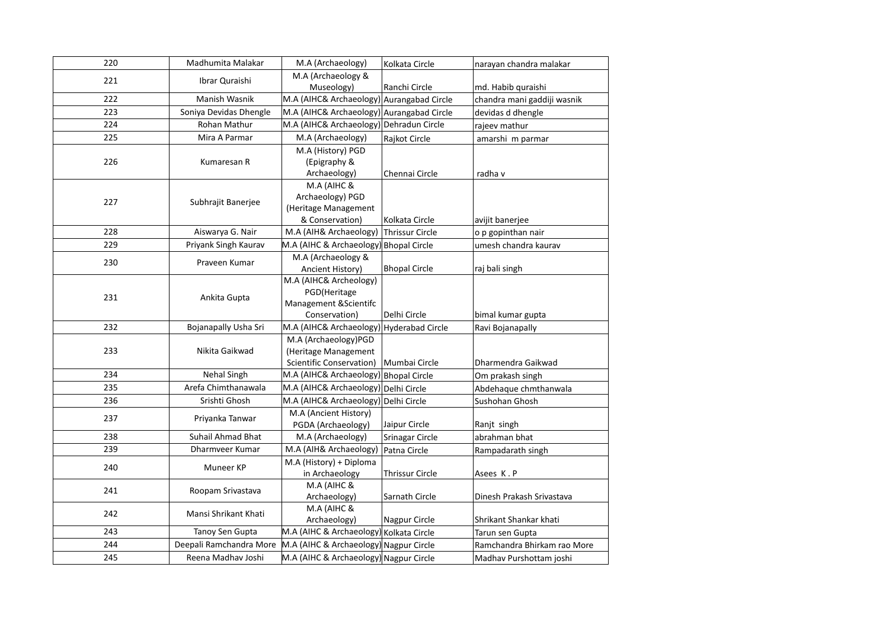| 220 | Madhumita Malakar | M.A (Archaeology) | Kolkata Circle | narayan chandra malakar |
|---|---|---|---|---|
| 221 | Ibrar Quraishi | M.A (Archaeology & Museology) | Ranchi Circle | md. Habib quraishi |
| 222 | Manish Wasnik | M.A (AIHC& Archaeology) | Aurangabad Circle | chandra mani gaddiji wasnik |
| 223 | Soniya Devidas Dhengle | M.A (AIHC& Archaeology) | Aurangabad Circle | devidas d dhengle |
| 224 | Rohan Mathur | M.A (AIHC& Archaeology) | Dehradun Circle | rajeev mathur |
| 225 | Mira A Parmar | M.A (Archaeology) | Rajkot Circle | amarshi m parmar |
| 226 | Kumaresan R | M.A (History) PGD (Epigraphy & Archaeology) | Chennai Circle | radha v |
| 227 | Subhrajit Banerjee | M.A (AIHC & Archaeology) PGD (Heritage Management & Conservation) | Kolkata Circle | avijit banerjee |
| 228 | Aiswarya G. Nair | M.A (AIH& Archaeology) | Thrissur Circle | o p gopinthan nair |
| 229 | Priyank Singh Kaurav | M.A (AIHC & Archaeology) | Bhopal Circle | umesh chandra kaurav |
| 230 | Praveen Kumar | M.A (Archaeology & Ancient History) | Bhopal Circle | raj bali singh |
| 231 | Ankita Gupta | M.A (AIHC& Archeology) PGD(Heritage Management &Scientifc Conservation) | Delhi Circle | bimal kumar gupta |
| 232 | Bojanapally Usha Sri | M.A (AIHC& Archaeology) | Hyderabad Circle | Ravi Bojanapally |
| 233 | Nikita Gaikwad | M.A (Archaeology)PGD (Heritage Management Scientific Conservation) | Mumbai Circle | Dharmendra Gaikwad |
| 234 | Nehal Singh | M.A (AIHC& Archaeology) | Bhopal Circle | Om prakash singh |
| 235 | Arefa Chimthanawala | M.A (AIHC& Archaeology) | Delhi Circle | Abdehaque chmthanwala |
| 236 | Srishti Ghosh | M.A (AIHC& Archaeology) | Delhi Circle | Sushohan Ghosh |
| 237 | Priyanka Tanwar | M.A (Ancient History) PGDA (Archaeology) | Jaipur Circle | Ranjt singh |
| 238 | Suhail Ahmad Bhat | M.A (Archaeology) | Srinagar Circle | abrahman bhat |
| 239 | Dharmveer Kumar | M.A (AIH& Archaeology) | Patna Circle | Rampadarath singh |
| 240 | Muneer KP | M.A (History) + Diploma in Archaeology | Thrissur Circle | Asees K . P |
| 241 | Roopam Srivastava | M.A (AIHC & Archaeology) | Sarnath Circle | Dinesh Prakash Srivastava |
| 242 | Mansi Shrikant Khati | M.A (AIHC & Archaeology) | Nagpur Circle | Shrikant Shankar khati |
| 243 | Tanoy Sen Gupta | M.A (AIHC & Archaeology) | Kolkata Circle | Tarun sen Gupta |
| 244 | Deepali Ramchandra More | M.A (AIHC & Archaeology) | Nagpur Circle | Ramchandra Bhirkam rao More |
| 245 | Reena Madhav Joshi | M.A (AIHC & Archaeology) | Nagpur Circle | Madhav Purshottam joshi |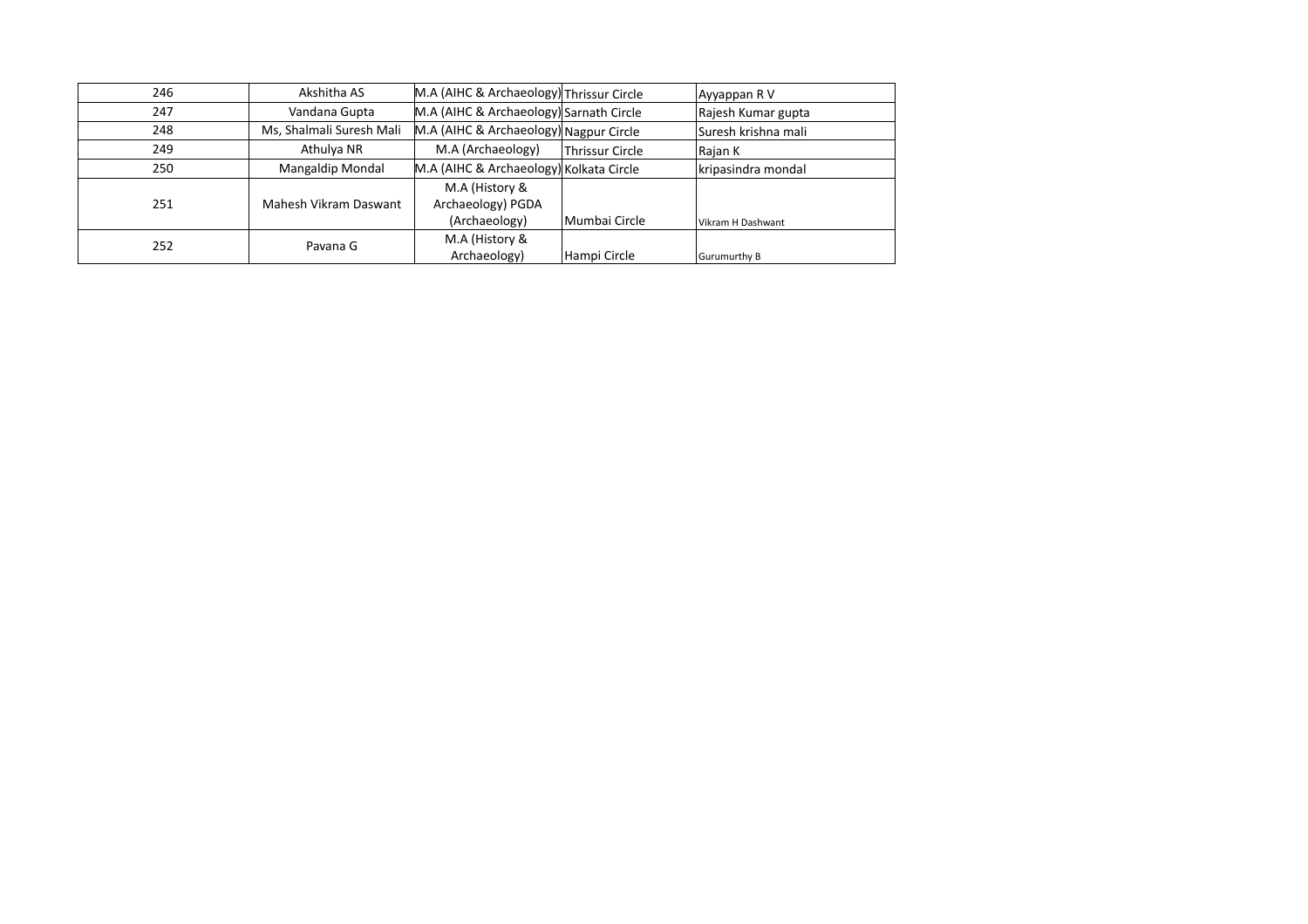| | | | | |
|---|---|---|---|---|
| 246 | Akshitha AS | M.A (AIHC & Archaeology) | Thrissur Circle | Ayyappan R V |
| 247 | Vandana Gupta | M.A (AIHC & Archaeology) | Sarnath Circle | Rajesh Kumar gupta |
| 248 | Ms, Shalmali Suresh Mali | M.A (AIHC & Archaeology) | Nagpur Circle | Suresh krishna mali |
| 249 | Athulya NR | M.A (Archaeology) | Thrissur Circle | Rajan K |
| 250 | Mangaldip Mondal | M.A (AIHC & Archaeology) | Kolkata Circle | kripasindra mondal |
| 251 | Mahesh Vikram Daswant | M.A (History & Archaeology) PGDA (Archaeology) | Mumbai Circle | Vikram H Dashwant |
| 252 | Pavana G | M.A (History & Archaeology) | Hampi Circle | Gurumurthy B |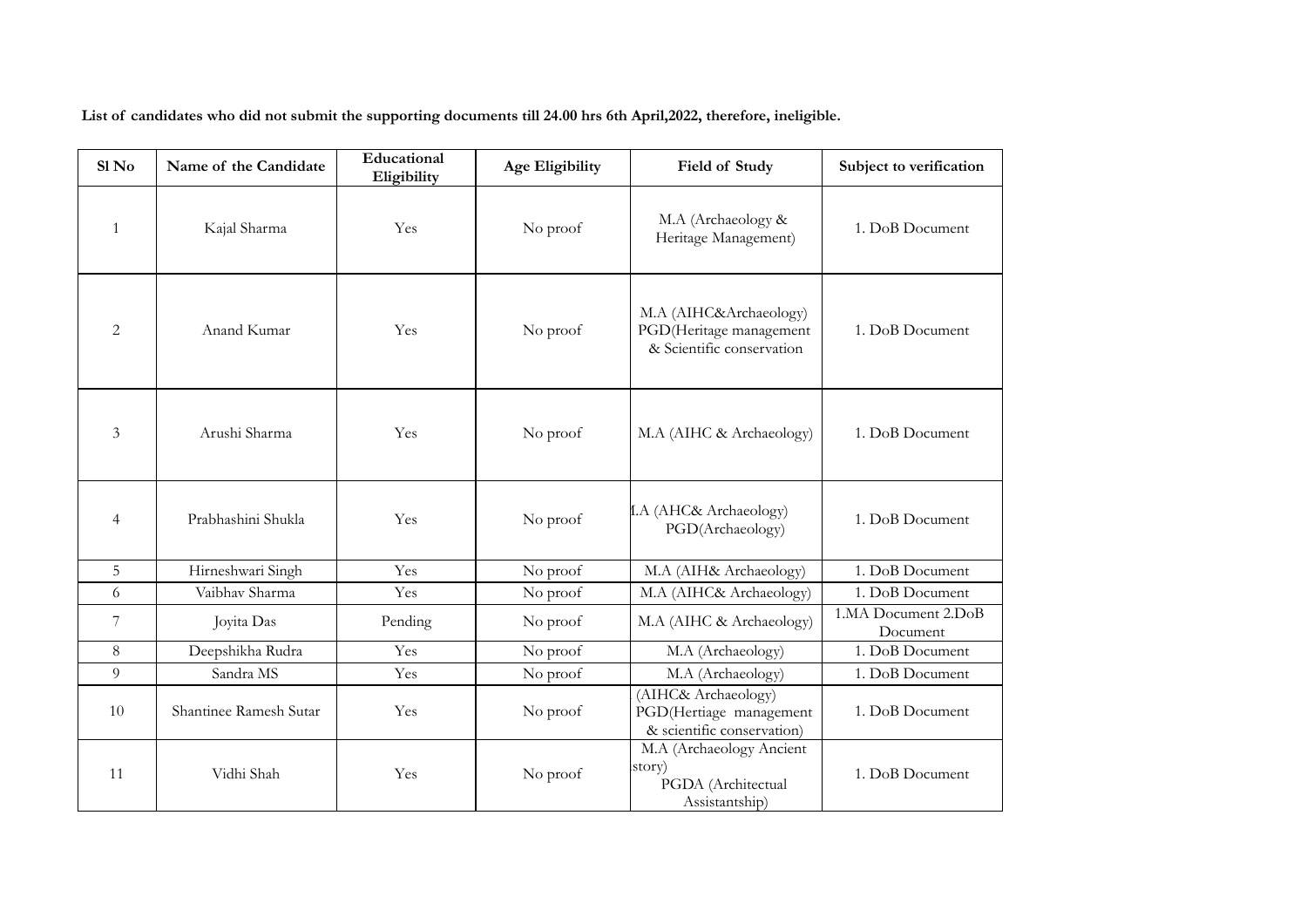**List of candidates who did not submit the supporting documents till 24.00 hrs 6th April,2022, therefore, ineligible.**

| Sl No | Name of the Candidate | Educational Eligibility | Age Eligibility | Field of Study | Subject to verification |
|---|---|---|---|---|---|
| 1 | Kajal Sharma | Yes | No proof | M.A (Archaeology & Heritage Management) | 1. DoB Document |
| 2 | Anand Kumar | Yes | No proof | M.A (AIHC&Archaeology) PGD(Heritage management & Scientific conservation | 1. DoB Document |
| 3 | Arushi Sharma | Yes | No proof | M.A (AIHC & Archaeology) | 1. DoB Document |
| 4 | Prabhashini Shukla | Yes | No proof | I.A (AHC& Archaeology) PGD(Archaeology) | 1. DoB Document |
| 5 | Hirneshwari Singh | Yes | No proof | M.A (AIH& Archaeology) | 1. DoB Document |
| 6 | Vaibhav Sharma | Yes | No proof | M.A (AIHC& Archaeology) | 1. DoB Document |
| 7 | Joyita Das | Pending | No proof | M.A (AIHC & Archaeology) | 1.MA Document 2.DoB Document |
| 8 | Deepshikha Rudra | Yes | No proof | M.A (Archaeology) | 1. DoB Document |
| 9 | Sandra MS | Yes | No proof | M.A (Archaeology) | 1. DoB Document |
| 10 | Shantinee Ramesh Sutar | Yes | No proof | (AIHC& Archaeology) PGD(Hertiage management & scientific conservation) | 1. DoB Document |
| 11 | Vidhi Shah | Yes | No proof | M.A (Archaeology Ancient story) PGDA (Architectual Assistantship) | 1. DoB Document |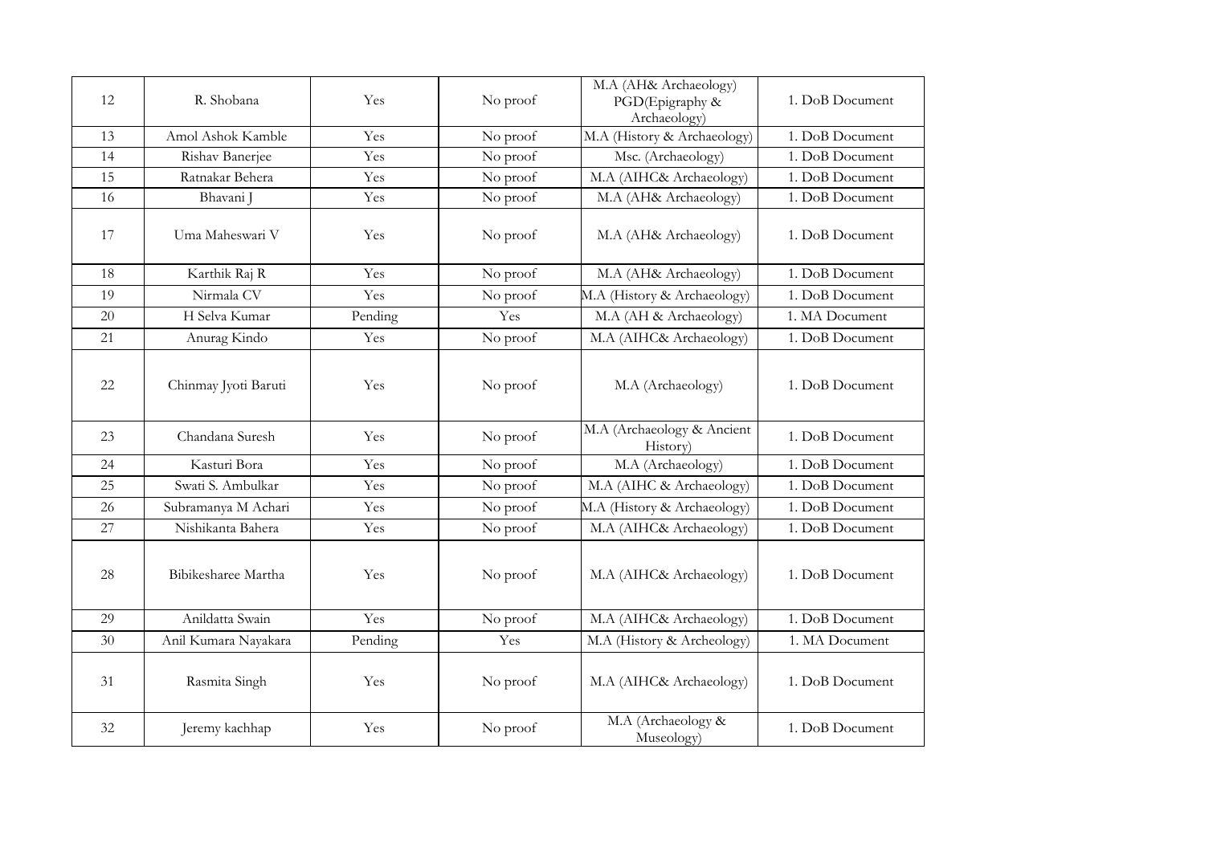| 12 | R. Shobana | Yes | No proof | M.A (AH& Archaeology) PGD(Epigraphy & Archaeology) | 1. DoB Document |
|---|---|---|---|---|---|
| 13 | Amol Ashok Kamble | Yes | No proof | M.A (History & Archaeology) | 1. DoB Document |
| 14 | Rishav Banerjee | Yes | No proof | Msc. (Archaeology) | 1. DoB Document |
| 15 | Ratnakar Behera | Yes | No proof | M.A (AIHC& Archaeology) | 1. DoB Document |
| 16 | Bhavani J | Yes | No proof | M.A (AH& Archaeology) | 1. DoB Document |
| 17 | Uma Maheswari V | Yes | No proof | M.A (AH& Archaeology) | 1. DoB Document |
| 18 | Karthik Raj R | Yes | No proof | M.A (AH& Archaeology) | 1. DoB Document |
| 19 | Nirmala CV | Yes | No proof | M.A (History & Archaeology) | 1. DoB Document |
| 20 | H Selva Kumar | Pending | Yes | M.A (AH & Archaeology) | 1. MA Document |
| 21 | Anurag Kindo | Yes | No proof | M.A (AIHC& Archaeology) | 1. DoB Document |
| 22 | Chinmay Jyoti Baruti | Yes | No proof | M.A (Archaeology) | 1. DoB Document |
| 23 | Chandana Suresh | Yes | No proof | M.A (Archaeology & Ancient History) | 1. DoB Document |
| 24 | Kasturi Bora | Yes | No proof | M.A (Archaeology) | 1. DoB Document |
| 25 | Swati S. Ambulkar | Yes | No proof | M.A (AIHC & Archaeology) | 1. DoB Document |
| 26 | Subramanya M Achari | Yes | No proof | M.A (History & Archaeology) | 1. DoB Document |
| 27 | Nishikanta Bahera | Yes | No proof | M.A (AIHC& Archaeology) | 1. DoB Document |
| 28 | Bibikesharee Martha | Yes | No proof | M.A (AIHC& Archaeology) | 1. DoB Document |
| 29 | Anildatta Swain | Yes | No proof | M.A (AIHC& Archaeology) | 1. DoB Document |
| 30 | Anil Kumara Nayakara | Pending | Yes | M.A (History & Archeology) | 1. MA Document |
| 31 | Rasmita Singh | Yes | No proof | M.A (AIHC& Archaeology) | 1. DoB Document |
| 32 | Jeremy kachhap | Yes | No proof | M.A (Archaeology & Museology) | 1. DoB Document |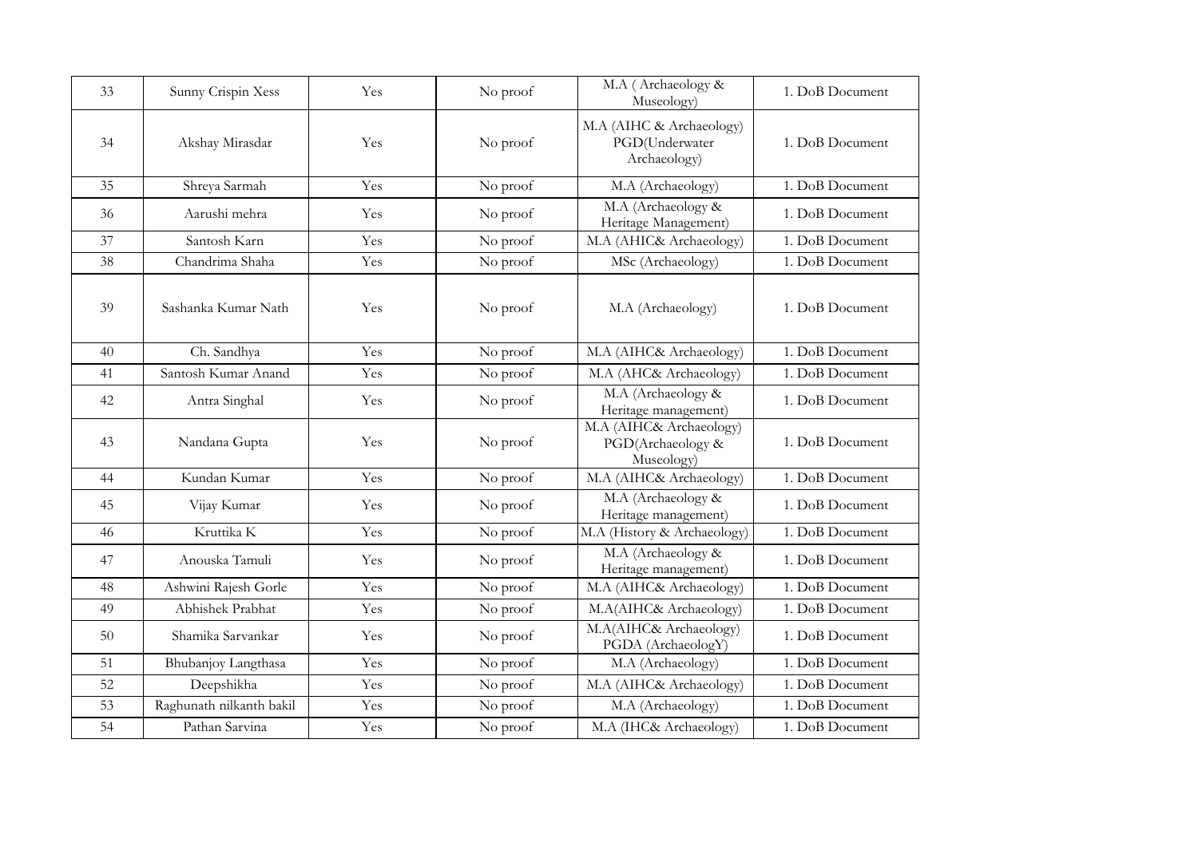| 33 | Sunny Crispin Xess | Yes | No proof | M.A ( Archaeology & Museology) | 1. DoB Document |
|---|---|---|---|---|---|
| 34 | Akshay Mirasdar | Yes | No proof | M.A (AIHC & Archaeology) PGD(Underwater Archaeology) | 1. DoB Document |
| 35 | Shreya Sarmah | Yes | No proof | M.A (Archaeology) | 1. DoB Document |
| 36 | Aarushi mehra | Yes | No proof | M.A (Archaeology & Heritage Management) | 1. DoB Document |
| 37 | Santosh Karn | Yes | No proof | M.A (AHIC& Archaeology) | 1. DoB Document |
| 38 | Chandrima Shaha | Yes | No proof | MSc (Archaeology) | 1. DoB Document |
| 39 | Sashanka Kumar Nath | Yes | No proof | M.A (Archaeology) | 1. DoB Document |
| 40 | Ch. Sandhya | Yes | No proof | M.A (AIHC& Archaeology) | 1. DoB Document |
| 41 | Santosh Kumar Anand | Yes | No proof | M.A (AHC& Archaeology) | 1. DoB Document |
| 42 | Antra Singhal | Yes | No proof | M.A (Archaeology & Heritage management) | 1. DoB Document |
| 43 | Nandana Gupta | Yes | No proof | M.A (AIHC& Archaeology) PGD(Archaeology & Museology) | 1. DoB Document |
| 44 | Kundan Kumar | Yes | No proof | M.A (AIHC& Archaeology) | 1. DoB Document |
| 45 | Vijay Kumar | Yes | No proof | M.A (Archaeology & Heritage management) | 1. DoB Document |
| 46 | Kruttika K | Yes | No proof | M.A (History & Archaeology) | 1. DoB Document |
| 47 | Anouska Tamuli | Yes | No proof | M.A (Archaeology & Heritage management) | 1. DoB Document |
| 48 | Ashwini Rajesh Gorle | Yes | No proof | M.A (AIHC& Archaeology) | 1. DoB Document |
| 49 | Abhishek Prabhat | Yes | No proof | M.A(AIHC& Archaeology) | 1. DoB Document |
| 50 | Shamika Sarvankar | Yes | No proof | M.A(AIHC& Archaeology) PGDA (ArchaeologY) | 1. DoB Document |
| 51 | Bhubanjoy Langthasa | Yes | No proof | M.A (Archaeology) | 1. DoB Document |
| 52 | Deepshikha | Yes | No proof | M.A (AIHC& Archaeology) | 1. DoB Document |
| 53 | Raghunath nilkanth bakil | Yes | No proof | M.A (Archaeology) | 1. DoB Document |
| 54 | Pathan Sarvina | Yes | No proof | M.A (IHC& Archaeology) | 1. DoB Document |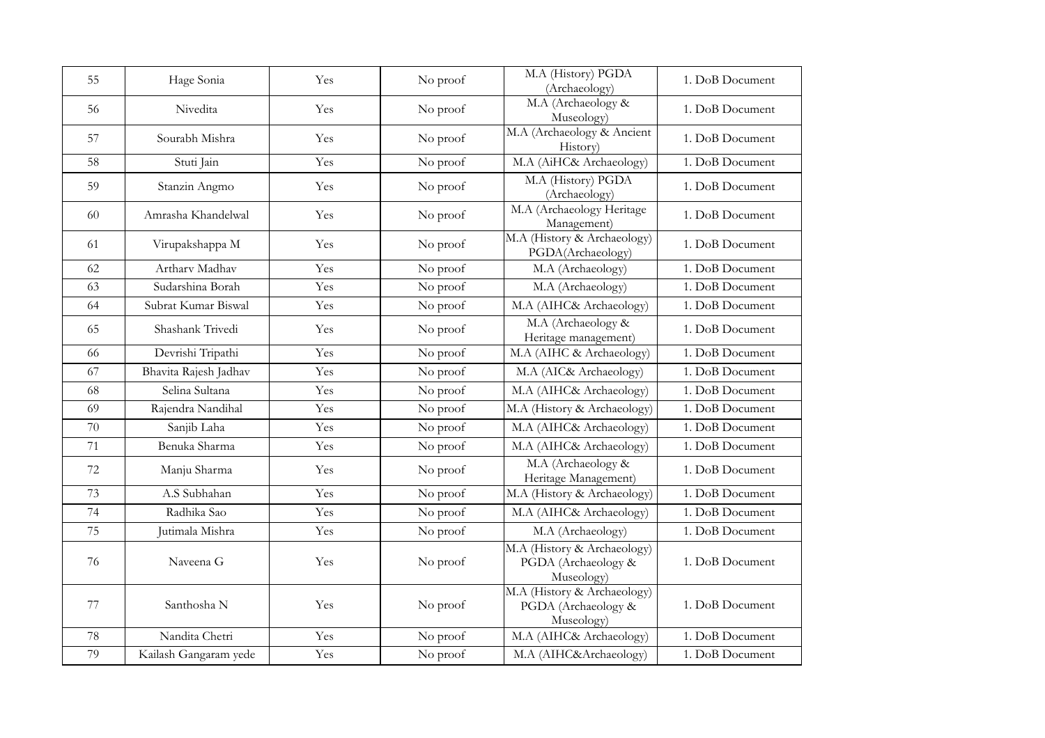| 55 | Hage Sonia | Yes | No proof | M.A (History) PGDA (Archaeology) | 1. DoB Document |
|---|---|---|---|---|---|
| 56 | Nivedita | Yes | No proof | M.A (Archaeology & Museology) | 1. DoB Document |
| 57 | Sourabh Mishra | Yes | No proof | M.A (Archaeology & Ancient History) | 1. DoB Document |
| 58 | Stuti Jain | Yes | No proof | M.A (AiHC& Archaeology) | 1. DoB Document |
| 59 | Stanzin Angmo | Yes | No proof | M.A (History) PGDA (Archaeology) | 1. DoB Document |
| 60 | Amrasha Khandelwal | Yes | No proof | M.A (Archaeology Heritage Management) | 1. DoB Document |
| 61 | Virupakshappa M | Yes | No proof | M.A (History & Archaeology) PGDA(Archaeology) | 1. DoB Document |
| 62 | Artharv Madhav | Yes | No proof | M.A (Archaeology) | 1. DoB Document |
| 63 | Sudarshina Borah | Yes | No proof | M.A (Archaeology) | 1. DoB Document |
| 64 | Subrat Kumar Biswal | Yes | No proof | M.A (AIHC& Archaeology) | 1. DoB Document |
| 65 | Shashank Trivedi | Yes | No proof | M.A (Archaeology & Heritage management) | 1. DoB Document |
| 66 | Devrishi Tripathi | Yes | No proof | M.A (AIHC & Archaeology) | 1. DoB Document |
| 67 | Bhavita Rajesh Jadhav | Yes | No proof | M.A (AIC& Archaeology) | 1. DoB Document |
| 68 | Selina Sultana | Yes | No proof | M.A (AIHC& Archaeology) | 1. DoB Document |
| 69 | Rajendra Nandihal | Yes | No proof | M.A (History & Archaeology) | 1. DoB Document |
| 70 | Sanjib Laha | Yes | No proof | M.A (AIHC& Archaeology) | 1. DoB Document |
| 71 | Benuka Sharma | Yes | No proof | M.A (AIHC& Archaeology) | 1. DoB Document |
| 72 | Manju Sharma | Yes | No proof | M.A (Archaeology & Heritage Management) | 1. DoB Document |
| 73 | A.S Subhahan | Yes | No proof | M.A (History & Archaeology) | 1. DoB Document |
| 74 | Radhika Sao | Yes | No proof | M.A (AIHC& Archaeology) | 1. DoB Document |
| 75 | Jutimala Mishra | Yes | No proof | M.A (Archaeology) | 1. DoB Document |
| 76 | Naveena G | Yes | No proof | M.A (History & Archaeology) PGDA (Archaeology & Museology) | 1. DoB Document |
| 77 | Santhosha N | Yes | No proof | M.A (History & Archaeology) PGDA (Archaeology & Museology) | 1. DoB Document |
| 78 | Nandita Chetri | Yes | No proof | M.A (AIHC& Archaeology) | 1. DoB Document |
| 79 | Kailash Gangaram yede | Yes | No proof | M.A (AIHC&Archaeology) | 1. DoB Document |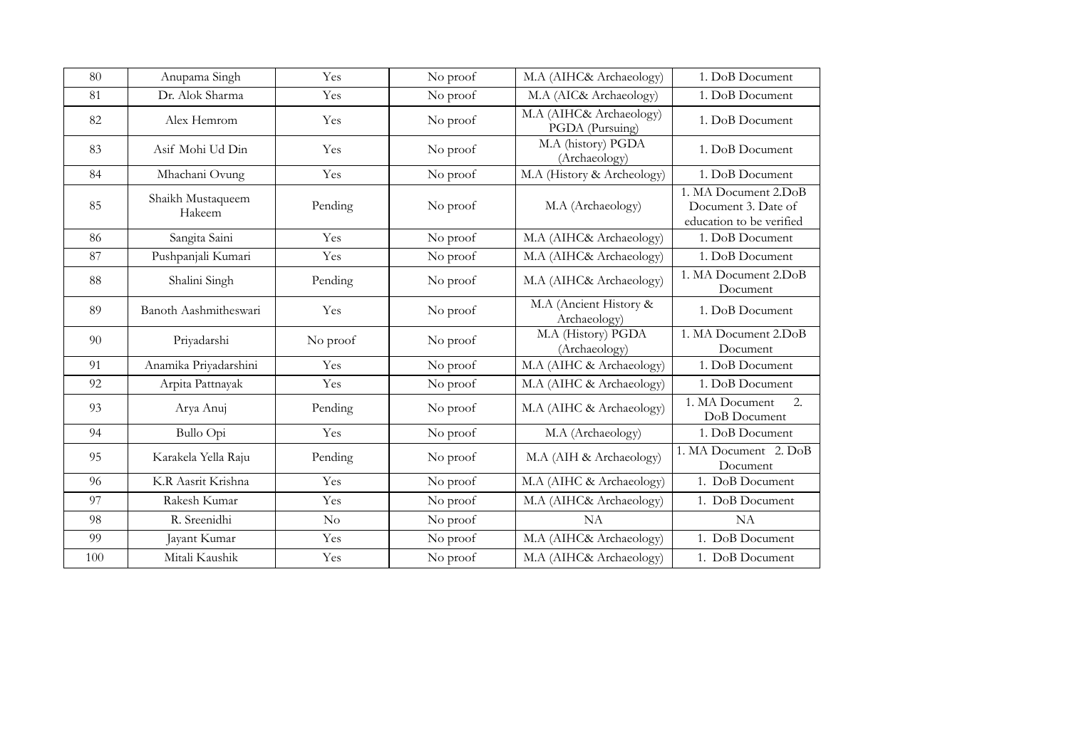| 80 | Anupama Singh | Yes | No proof | M.A (AIHC& Archaeology) | 1. DoB Document |
|---|---|---|---|---|---|
| 81 | Dr. Alok Sharma | Yes | No proof | M.A (AIC& Archaeology) | 1. DoB Document |
| 82 | Alex Hemrom | Yes | No proof | M.A (AIHC& Archaeology) PGDA (Pursuing) | 1. DoB Document |
| 83 | Asif Mohi Ud Din | Yes | No proof | M.A (history) PGDA (Archaeology) | 1. DoB Document |
| 84 | Mhachani Ovung | Yes | No proof | M.A (History & Archeology) | 1. DoB Document |
| 85 | Shaikh Mustaqueem Hakeem | Pending | No proof | M.A (Archaeology) | 1. MA Document 2.DoB Document 3. Date of education to be verified |
| 86 | Sangita Saini | Yes | No proof | M.A (AIHC& Archaeology) | 1. DoB Document |
| 87 | Pushpanjali Kumari | Yes | No proof | M.A (AIHC& Archaeology) | 1. DoB Document |
| 88 | Shalini Singh | Pending | No proof | M.A (AIHC& Archaeology) | 1. MA Document 2.DoB Document |
| 89 | Banoth Aashmitheswari | Yes | No proof | M.A (Ancient History & Archaeology) | 1. DoB Document |
| 90 | Priyadarshi | No proof | No proof | M.A (History) PGDA (Archaeology) | 1. MA Document 2.DoB Document |
| 91 | Anamika Priyadarshini | Yes | No proof | M.A (AIHC & Archaeology) | 1. DoB Document |
| 92 | Arpita Pattnayak | Yes | No proof | M.A (AIHC & Archaeology) | 1. DoB Document |
| 93 | Arya Anuj | Pending | No proof | M.A (AIHC & Archaeology) | 1. MA Document 2. DoB Document |
| 94 | Bullo Opi | Yes | No proof | M.A (Archaeology) | 1. DoB Document |
| 95 | Karakela Yella Raju | Pending | No proof | M.A (AIH & Archaeology) | 1. MA Document 2. DoB Document |
| 96 | K.R Aasrit Krishna | Yes | No proof | M.A (AIHC & Archaeology) | 1. DoB Document |
| 97 | Rakesh Kumar | Yes | No proof | M.A (AIHC& Archaeology) | 1. DoB Document |
| 98 | R. Sreenidhi | No | No proof | NA | NA |
| 99 | Jayant Kumar | Yes | No proof | M.A (AIHC& Archaeology) | 1. DoB Document |
| 100 | Mitali Kaushik | Yes | No proof | M.A (AIHC& Archaeology) | 1. DoB Document |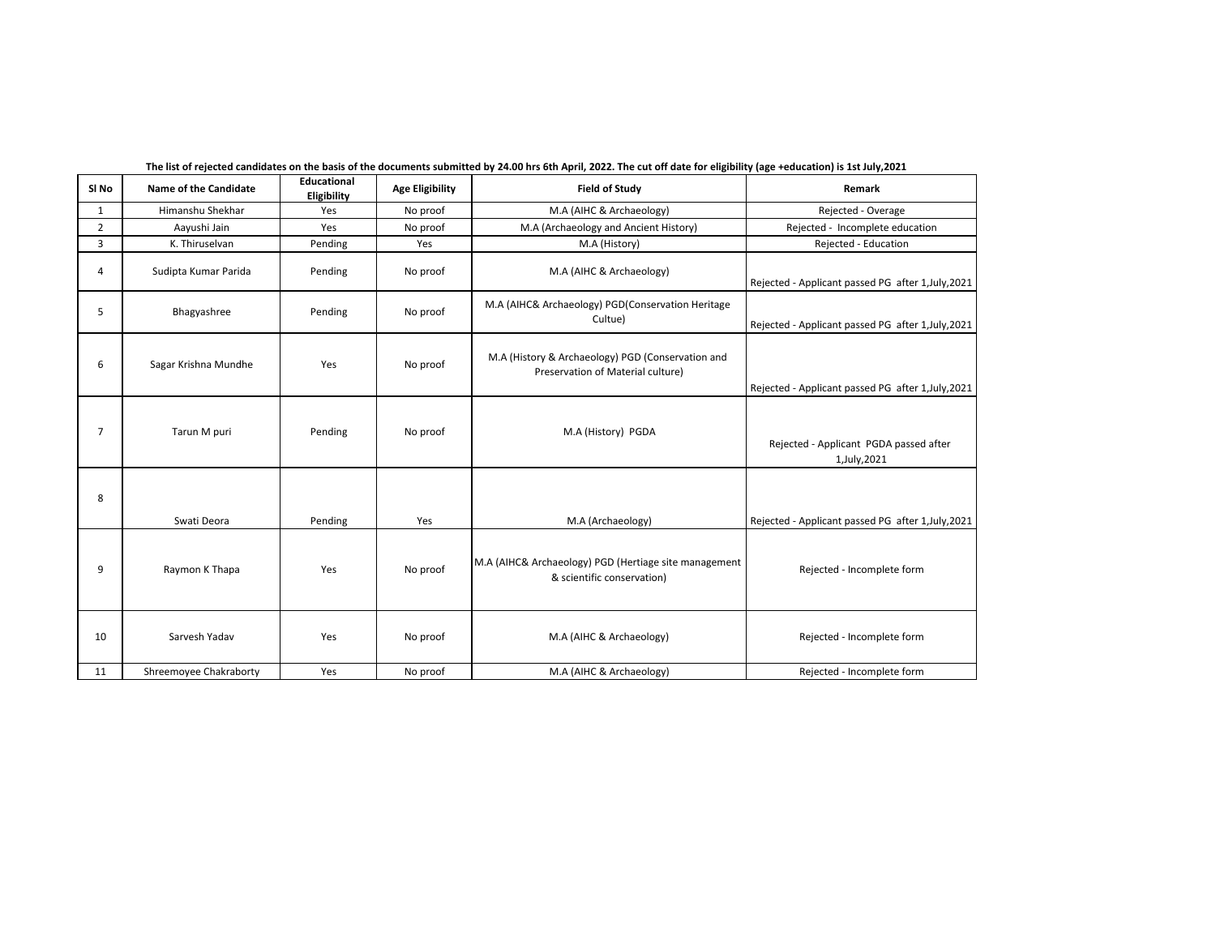**The list of rejected candidates on the basis of the documents submitted by 24.00 hrs 6th April, 2022. The cut off date for eligibility (age +education) is 1st July,2021**

| Sl No | Name of the Candidate | Educational Eligibility | Age Eligibility | Field of Study | Remark |
|---|---|---|---|---|---|
| 1 | Himanshu Shekhar | Yes | No proof | M.A (AIHC & Archaeology) | Rejected - Overage |
| 2 | Aayushi Jain | Yes | No proof | M.A (Archaeology and Ancient History) | Rejected - Incomplete education |
| 3 | K. Thiruselvan | Pending | Yes | M.A (History) | Rejected - Education |
| 4 | Sudipta Kumar Parida | Pending | No proof | M.A (AIHC & Archaeology) | Rejected - Applicant passed PG after 1,July,2021 |
| 5 | Bhagyashree | Pending | No proof | M.A (AIHC& Archaeology) PGD(Conservation Heritage Cultue) | Rejected - Applicant passed PG after 1,July,2021 |
| 6 | Sagar Krishna Mundhe | Yes | No proof | M.A (History & Archaeology) PGD (Conservation and Preservation of Material culture) | Rejected - Applicant passed PG after 1,July,2021 |
| 7 | Tarun M puri | Pending | No proof | M.A (History) PGDA | Rejected - Applicant PGDA passed after 1,July,2021 |
| 8 | Swati Deora | Pending | Yes | M.A (Archaeology) | Rejected - Applicant passed PG after 1,July,2021 |
| 9 | Raymon K Thapa | Yes | No proof | M.A (AIHC& Archaeology) PGD (Hertiage site management & scientific conservation) | Rejected - Incomplete form |
| 10 | Sarvesh Yadav | Yes | No proof | M.A (AIHC & Archaeology) | Rejected - Incomplete form |
| 11 | Shreemoyee Chakraborty | Yes | No proof | M.A (AIHC & Archaeology) | Rejected - Incomplete form |